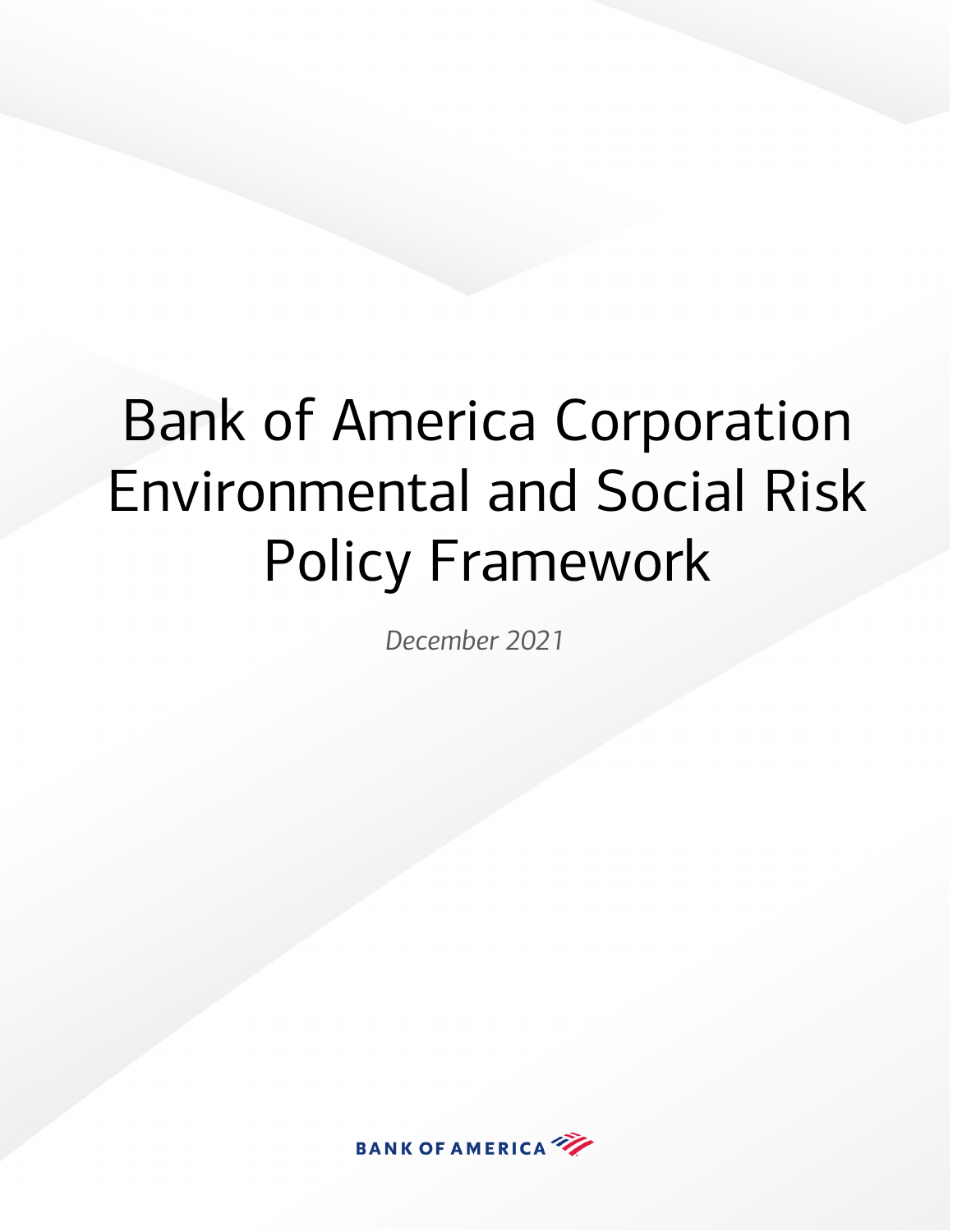# Bank of America Corporation Environmental and Social Risk Policy Framework

*December 2021*

BANK OF AMERICA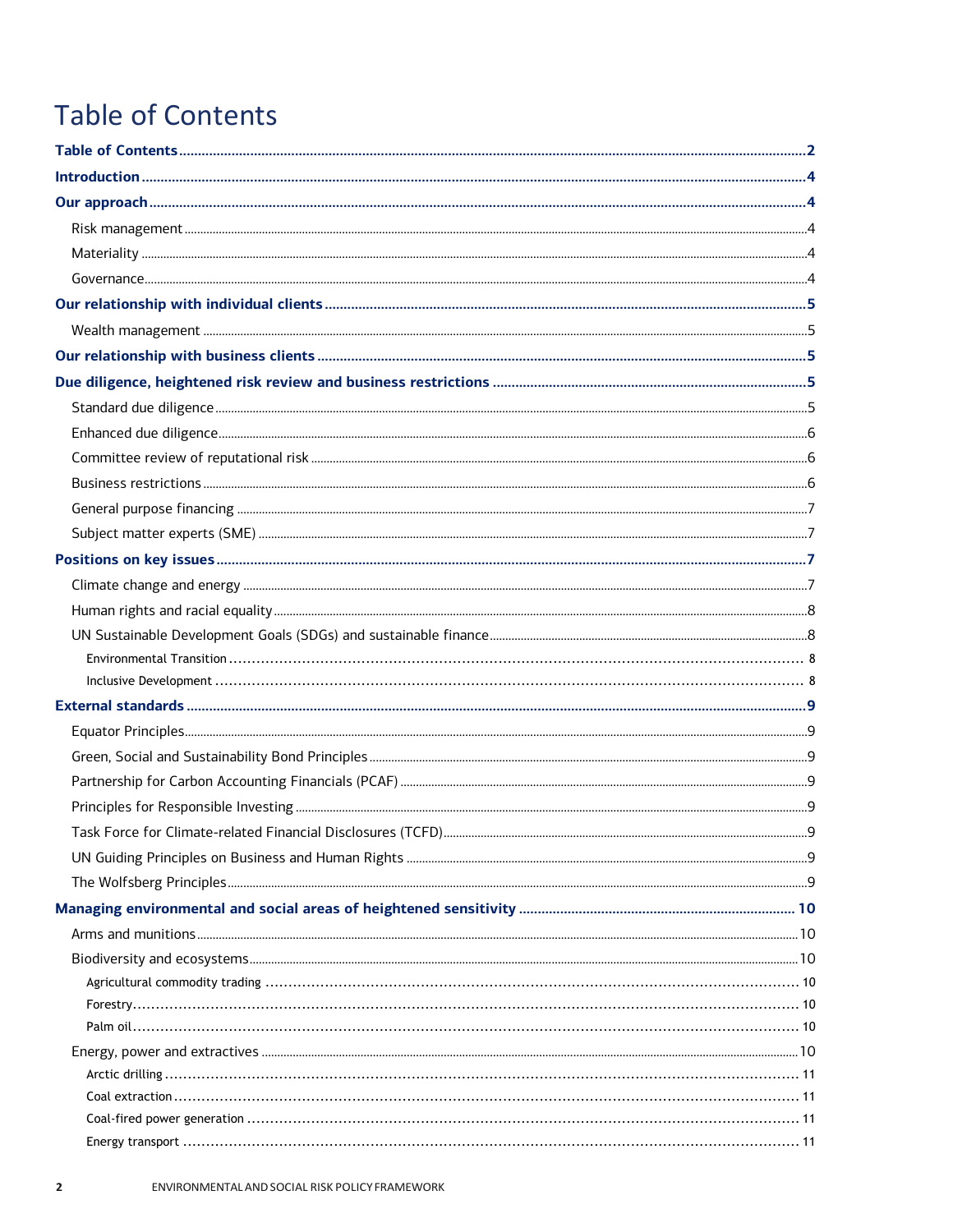# Table of Contents

- **Table of Contents** ... 2
- **Introduction** ... 4
- **Our approach** ... 4
  - Risk management ... 4
  - Materiality ... 4
  - Governance ... 4
- **Our relationship with individual clients** ... 5
  - Wealth management ... 5
- **Our relationship with business clients** ... 5
- **Due diligence, heightened risk review and business restrictions** ... 5
  - Standard due diligence ... 5
  - Enhanced due diligence ... 6
  - Committee review of reputational risk ... 6
  - Business restrictions ... 6
  - General purpose financing ... 7
  - Subject matter experts (SME) ... 7
- **Positions on key issues** ... 7
  - Climate change and energy ... 7
  - Human rights and racial equality ... 8
  - UN Sustainable Development Goals (SDGs) and sustainable finance ... 8
    - Environmental Transition ... 8
    - Inclusive Development ... 8
- **External standards** ... 9
  - Equator Principles ... 9
  - Green, Social and Sustainability Bond Principles ... 9
  - Partnership for Carbon Accounting Financials (PCAF) ... 9
  - Principles for Responsible Investing ... 9
  - Task Force for Climate-related Financial Disclosures (TCFD) ... 9
  - UN Guiding Principles on Business and Human Rights ... 9
  - The Wolfsberg Principles ... 9
- **Managing environmental and social areas of heightened sensitivity** ... 10
  - Arms and munitions ... 10
  - Biodiversity and ecosystems ... 10
    - Agricultural commodity trading ... 10
    - Forestry ... 10
    - Palm oil ... 10
  - Energy, power and extractives ... 10
    - Arctic drilling ... 11
    - Coal extraction ... 11
    - Coal-fired power generation ... 11
    - Energy transport ... 11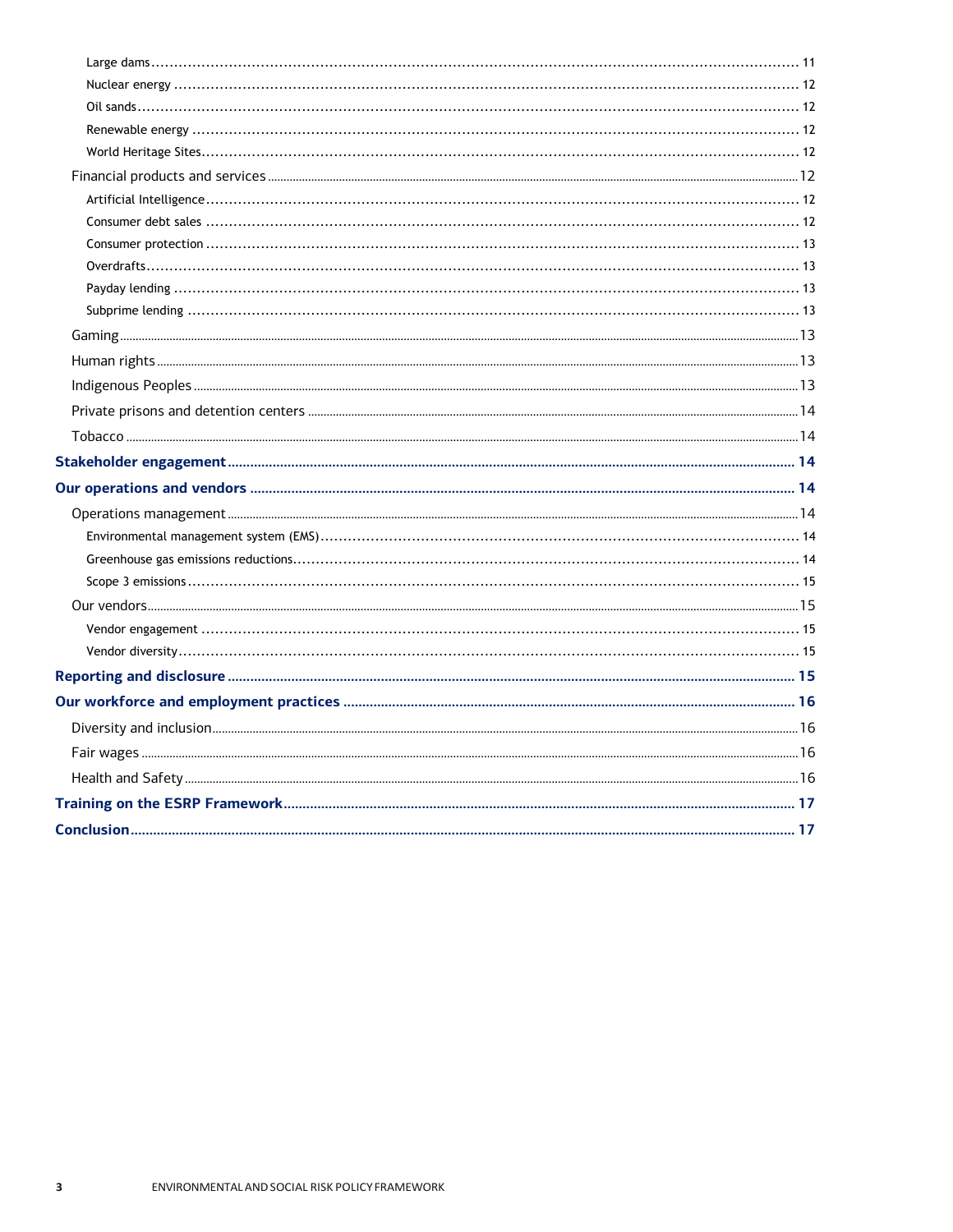- Large dams ... 11
- Nuclear energy ... 12
- Oil sands ... 12
- Renewable energy ... 12
- World Heritage Sites ... 12

Financial products and services ... 12

- Artificial Intelligence ... 12
- Consumer debt sales ... 12
- Consumer protection ... 13
- Overdrafts ... 13
- Payday lending ... 13
- Subprime lending ... 13

Gaming ... 13

Human rights ... 13

Indigenous Peoples ... 13

Private prisons and detention centers ... 14

Tobacco ... 14

**Stakeholder engagement ... 14**

**Our operations and vendors ... 14**

Operations management ... 14

- Environmental management system (EMS) ... 14
- Greenhouse gas emissions reductions ... 14
- Scope 3 emissions ... 15

Our vendors ... 15

- Vendor engagement ... 15
- Vendor diversity ... 15

**Reporting and disclosure ... 15**

**Our workforce and employment practices ... 16**

Diversity and inclusion ... 16

Fair wages ... 16

Health and Safety ... 16

**Training on the ESRP Framework ... 17**

**Conclusion ... 17**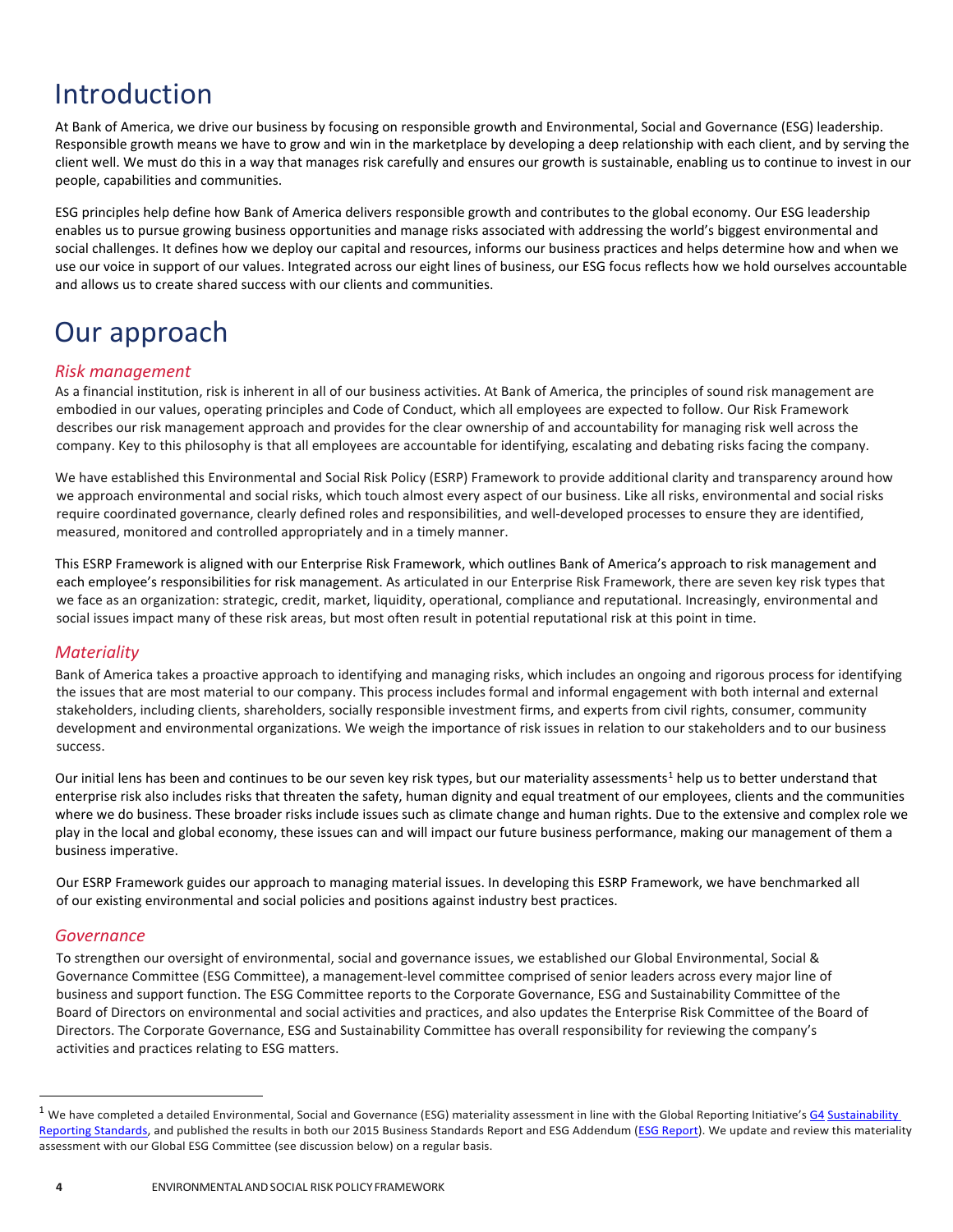# Introduction

At Bank of America, we drive our business by focusing on responsible growth and Environmental, Social and Governance (ESG) leadership. Responsible growth means we have to grow and win in the marketplace by developing a deep relationship with each client, and by serving the client well. We must do this in a way that manages risk carefully and ensures our growth is sustainable, enabling us to continue to invest in our people, capabilities and communities.

ESG principles help define how Bank of America delivers responsible growth and contributes to the global economy. Our ESG leadership enables us to pursue growing business opportunities and manage risks associated with addressing the world's biggest environmental and social challenges. It defines how we deploy our capital and resources, informs our business practices and helps determine how and when we use our voice in support of our values. Integrated across our eight lines of business, our ESG focus reflects how we hold ourselves accountable and allows us to create shared success with our clients and communities.

# Our approach

### *Risk management*

As a financial institution, risk is inherent in all of our business activities. At Bank of America, the principles of sound risk management are embodied in our values, operating principles and Code of Conduct, which all employees are expected to follow. Our Risk Framework describes our risk management approach and provides for the clear ownership of and accountability for managing risk well across the company. Key to this philosophy is that all employees are accountable for identifying, escalating and debating risks facing the company.

We have established this Environmental and Social Risk Policy (ESRP) Framework to provide additional clarity and transparency around how we approach environmental and social risks, which touch almost every aspect of our business. Like all risks, environmental and social risks require coordinated governance, clearly defined roles and responsibilities, and well-developed processes to ensure they are identified, measured, monitored and controlled appropriately and in a timely manner.

This ESRP Framework is aligned with our Enterprise Risk Framework, which outlines Bank of America's approach to risk management and each employee's responsibilities for risk management. As articulated in our Enterprise Risk Framework, there are seven key risk types that we face as an organization: strategic, credit, market, liquidity, operational, compliance and reputational. Increasingly, environmental and social issues impact many of these risk areas, but most often result in potential reputational risk at this point in time.

### *Materiality*

Bank of America takes a proactive approach to identifying and managing risks, which includes an ongoing and rigorous process for identifying the issues that are most material to our company. This process includes formal and informal engagement with both internal and external stakeholders, including clients, shareholders, socially responsible investment firms, and experts from civil rights, consumer, community development and environmental organizations. We weigh the importance of risk issues in relation to our stakeholders and to our business success.

Our initial lens has been and continues to be our seven key risk types, but our materiality assessments[1] help us to better understand that enterprise risk also includes risks that threaten the safety, human dignity and equal treatment of our employees, clients and the communities where we do business. These broader risks include issues such as climate change and human rights. Due to the extensive and complex role we play in the local and global economy, these issues can and will impact our future business performance, making our management of them a business imperative.

Our ESRP Framework guides our approach to managing material issues. In developing this ESRP Framework, we have benchmarked all of our existing environmental and social policies and positions against industry best practices.

### *Governance*

To strengthen our oversight of environmental, social and governance issues, we established our Global Environmental, Social & Governance Committee (ESG Committee), a management-level committee comprised of senior leaders across every major line of business and support function. The ESG Committee reports to the Corporate Governance, ESG and Sustainability Committee of the Board of Directors on environmental and social activities and practices, and also updates the Enterprise Risk Committee of the Board of Directors. The Corporate Governance, ESG and Sustainability Committee has overall responsibility for reviewing the company's activities and practices relating to ESG matters.

---

[1] We have completed a detailed Environmental, Social and Governance (ESG) materiality assessment in line with the Global Reporting Initiative's G4 Sustainability Reporting Standards, and published the results in both our 2015 Business Standards Report and ESG Addendum (ESG Report). We update and review this materiality assessment with our Global ESG Committee (see discussion below) on a regular basis.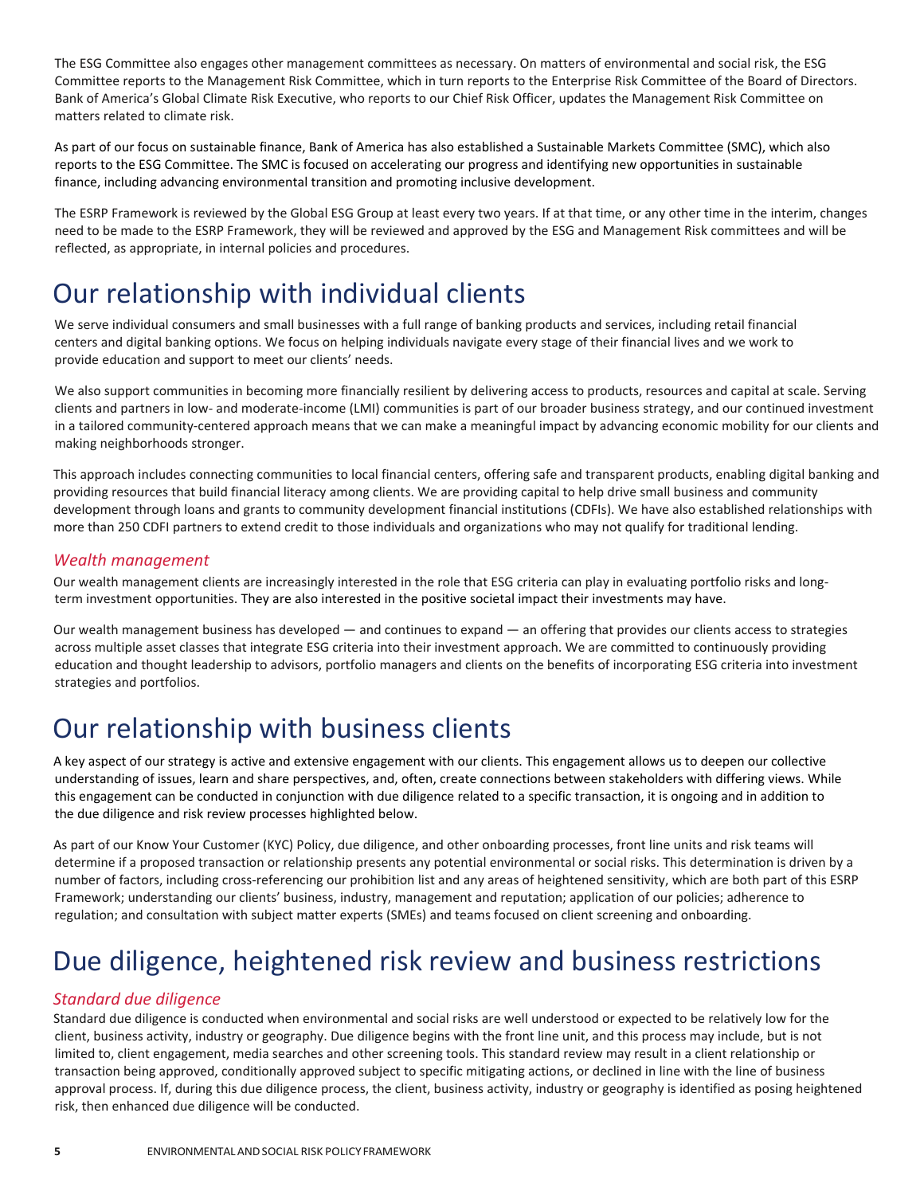The ESG Committee also engages other management committees as necessary. On matters of environmental and social risk, the ESG Committee reports to the Management Risk Committee, which in turn reports to the Enterprise Risk Committee of the Board of Directors. Bank of America's Global Climate Risk Executive, who reports to our Chief Risk Officer, updates the Management Risk Committee on matters related to climate risk.

As part of our focus on sustainable finance, Bank of America has also established a Sustainable Markets Committee (SMC), which also reports to the ESG Committee. The SMC is focused on accelerating our progress and identifying new opportunities in sustainable finance, including advancing environmental transition and promoting inclusive development.

The ESRP Framework is reviewed by the Global ESG Group at least every two years. If at that time, or any other time in the interim, changes need to be made to the ESRP Framework, they will be reviewed and approved by the ESG and Management Risk committees and will be reflected, as appropriate, in internal policies and procedures.

# Our relationship with individual clients

We serve individual consumers and small businesses with a full range of banking products and services, including retail financial centers and digital banking options. We focus on helping individuals navigate every stage of their financial lives and we work to provide education and support to meet our clients' needs.

We also support communities in becoming more financially resilient by delivering access to products, resources and capital at scale. Serving clients and partners in low- and moderate-income (LMI) communities is part of our broader business strategy, and our continued investment in a tailored community-centered approach means that we can make a meaningful impact by advancing economic mobility for our clients and making neighborhoods stronger.

This approach includes connecting communities to local financial centers, offering safe and transparent products, enabling digital banking and providing resources that build financial literacy among clients. We are providing capital to help drive small business and community development through loans and grants to community development financial institutions (CDFIs). We have also established relationships with more than 250 CDFI partners to extend credit to those individuals and organizations who may not qualify for traditional lending.

## *Wealth management*

Our wealth management clients are increasingly interested in the role that ESG criteria can play in evaluating portfolio risks and long-term investment opportunities. They are also interested in the positive societal impact their investments may have.

Our wealth management business has developed — and continues to expand — an offering that provides our clients access to strategies across multiple asset classes that integrate ESG criteria into their investment approach. We are committed to continuously providing education and thought leadership to advisors, portfolio managers and clients on the benefits of incorporating ESG criteria into investment strategies and portfolios.

# Our relationship with business clients

A key aspect of our strategy is active and extensive engagement with our clients. This engagement allows us to deepen our collective understanding of issues, learn and share perspectives, and, often, create connections between stakeholders with differing views. While this engagement can be conducted in conjunction with due diligence related to a specific transaction, it is ongoing and in addition to the due diligence and risk review processes highlighted below.

As part of our Know Your Customer (KYC) Policy, due diligence, and other onboarding processes, front line units and risk teams will determine if a proposed transaction or relationship presents any potential environmental or social risks. This determination is driven by a number of factors, including cross-referencing our prohibition list and any areas of heightened sensitivity, which are both part of this ESRP Framework; understanding our clients' business, industry, management and reputation; application of our policies; adherence to regulation; and consultation with subject matter experts (SMEs) and teams focused on client screening and onboarding.

# Due diligence, heightened risk review and business restrictions

## *Standard due diligence*

Standard due diligence is conducted when environmental and social risks are well understood or expected to be relatively low for the client, business activity, industry or geography. Due diligence begins with the front line unit, and this process may include, but is not limited to, client engagement, media searches and other screening tools. This standard review may result in a client relationship or transaction being approved, conditionally approved subject to specific mitigating actions, or declined in line with the line of business approval process. If, during this due diligence process, the client, business activity, industry or geography is identified as posing heightened risk, then enhanced due diligence will be conducted.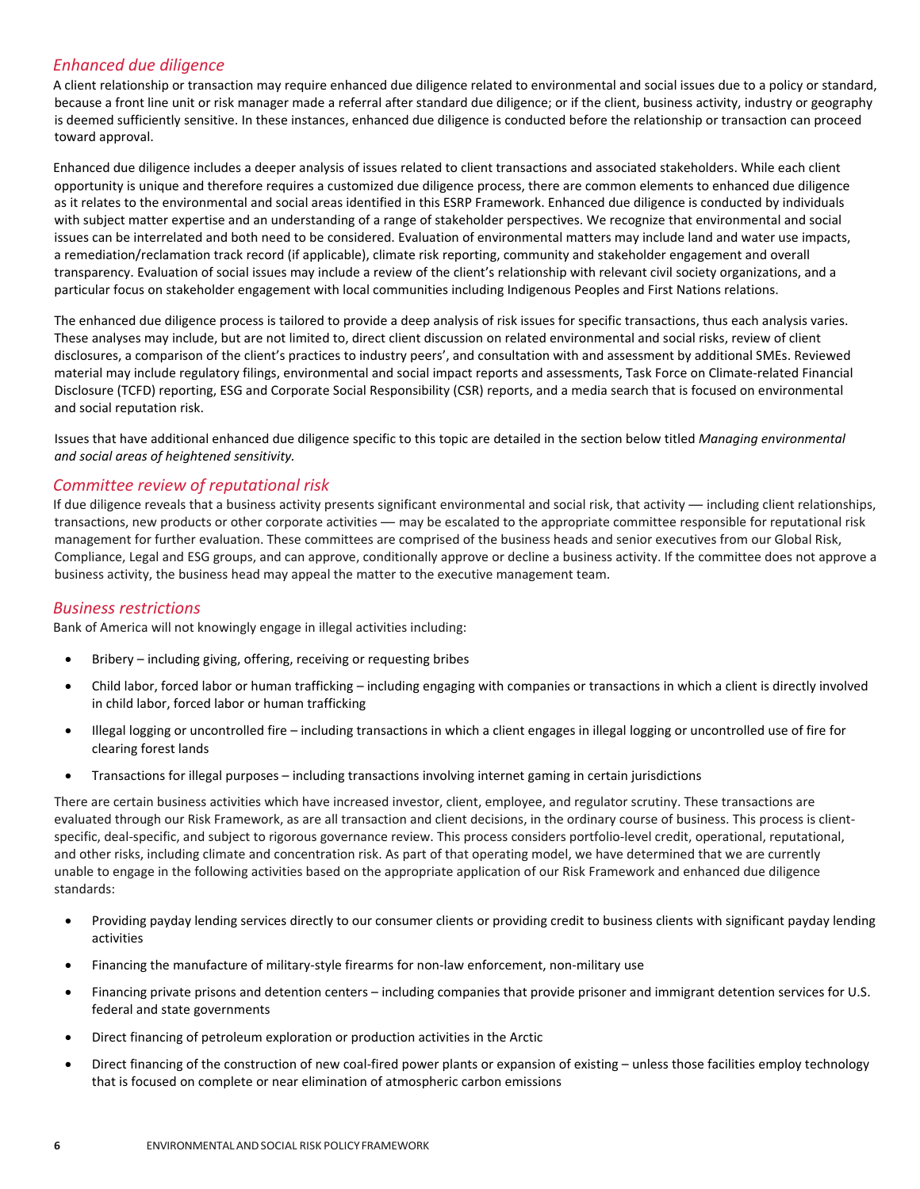## *Enhanced due diligence*

A client relationship or transaction may require enhanced due diligence related to environmental and social issues due to a policy or standard, because a front line unit or risk manager made a referral after standard due diligence; or if the client, business activity, industry or geography is deemed sufficiently sensitive. In these instances, enhanced due diligence is conducted before the relationship or transaction can proceed toward approval.

Enhanced due diligence includes a deeper analysis of issues related to client transactions and associated stakeholders. While each client opportunity is unique and therefore requires a customized due diligence process, there are common elements to enhanced due diligence as it relates to the environmental and social areas identified in this ESRP Framework. Enhanced due diligence is conducted by individuals with subject matter expertise and an understanding of a range of stakeholder perspectives. We recognize that environmental and social issues can be interrelated and both need to be considered. Evaluation of environmental matters may include land and water use impacts, a remediation/reclamation track record (if applicable), climate risk reporting, community and stakeholder engagement and overall transparency. Evaluation of social issues may include a review of the client's relationship with relevant civil society organizations, and a particular focus on stakeholder engagement with local communities including Indigenous Peoples and First Nations relations.

The enhanced due diligence process is tailored to provide a deep analysis of risk issues for specific transactions, thus each analysis varies. These analyses may include, but are not limited to, direct client discussion on related environmental and social risks, review of client disclosures, a comparison of the client's practices to industry peers', and consultation with and assessment by additional SMEs. Reviewed material may include regulatory filings, environmental and social impact reports and assessments, Task Force on Climate-related Financial Disclosure (TCFD) reporting, ESG and Corporate Social Responsibility (CSR) reports, and a media search that is focused on environmental and social reputation risk.

Issues that have additional enhanced due diligence specific to this topic are detailed in the section below titled *Managing environmental and social areas of heightened sensitivity.*

## *Committee review of reputational risk*

If due diligence reveals that a business activity presents significant environmental and social risk, that activity — including client relationships, transactions, new products or other corporate activities — may be escalated to the appropriate committee responsible for reputational risk management for further evaluation. These committees are comprised of the business heads and senior executives from our Global Risk, Compliance, Legal and ESG groups, and can approve, conditionally approve or decline a business activity. If the committee does not approve a business activity, the business head may appeal the matter to the executive management team.

## *Business restrictions*

Bank of America will not knowingly engage in illegal activities including:

- Bribery – including giving, offering, receiving or requesting bribes
- Child labor, forced labor or human trafficking – including engaging with companies or transactions in which a client is directly involved in child labor, forced labor or human trafficking
- Illegal logging or uncontrolled fire – including transactions in which a client engages in illegal logging or uncontrolled use of fire for clearing forest lands
- Transactions for illegal purposes – including transactions involving internet gaming in certain jurisdictions

There are certain business activities which have increased investor, client, employee, and regulator scrutiny. These transactions are evaluated through our Risk Framework, as are all transaction and client decisions, in the ordinary course of business. This process is client-specific, deal-specific, and subject to rigorous governance review. This process considers portfolio-level credit, operational, reputational, and other risks, including climate and concentration risk. As part of that operating model, we have determined that we are currently unable to engage in the following activities based on the appropriate application of our Risk Framework and enhanced due diligence standards:

- Providing payday lending services directly to our consumer clients or providing credit to business clients with significant payday lending activities
- Financing the manufacture of military-style firearms for non-law enforcement, non-military use
- Financing private prisons and detention centers – including companies that provide prisoner and immigrant detention services for U.S. federal and state governments
- Direct financing of petroleum exploration or production activities in the Arctic
- Direct financing of the construction of new coal-fired power plants or expansion of existing – unless those facilities employ technology that is focused on complete or near elimination of atmospheric carbon emissions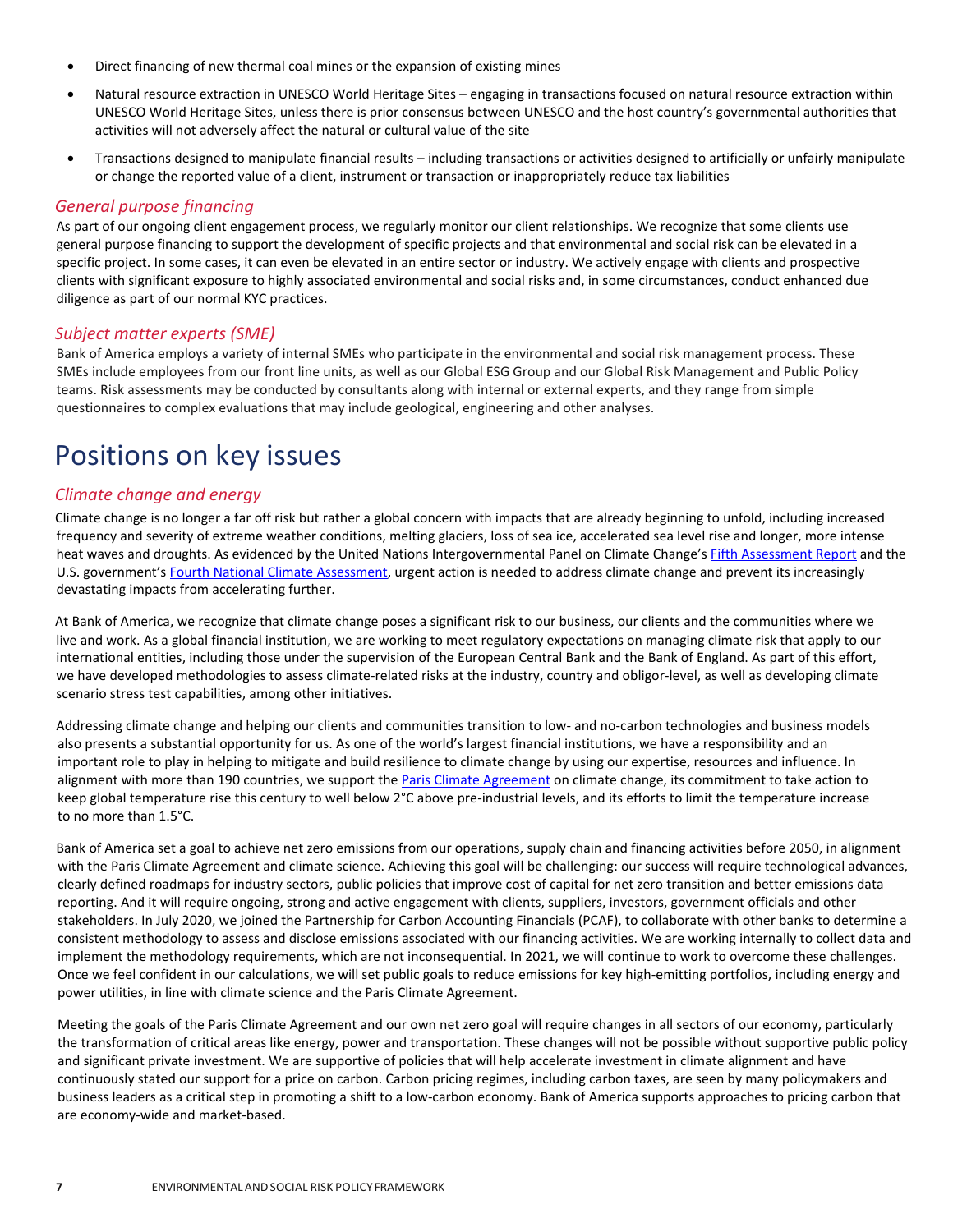- Direct financing of new thermal coal mines or the expansion of existing mines
- Natural resource extraction in UNESCO World Heritage Sites – engaging in transactions focused on natural resource extraction within UNESCO World Heritage Sites, unless there is prior consensus between UNESCO and the host country's governmental authorities that activities will not adversely affect the natural or cultural value of the site
- Transactions designed to manipulate financial results – including transactions or activities designed to artificially or unfairly manipulate or change the reported value of a client, instrument or transaction or inappropriately reduce tax liabilities

### *General purpose financing*

As part of our ongoing client engagement process, we regularly monitor our client relationships. We recognize that some clients use general purpose financing to support the development of specific projects and that environmental and social risk can be elevated in a specific project. In some cases, it can even be elevated in an entire sector or industry. We actively engage with clients and prospective clients with significant exposure to highly associated environmental and social risks and, in some circumstances, conduct enhanced due diligence as part of our normal KYC practices.

### *Subject matter experts (SME)*

Bank of America employs a variety of internal SMEs who participate in the environmental and social risk management process. These SMEs include employees from our front line units, as well as our Global ESG Group and our Global Risk Management and Public Policy teams. Risk assessments may be conducted by consultants along with internal or external experts, and they range from simple questionnaires to complex evaluations that may include geological, engineering and other analyses.

## Positions on key issues

### *Climate change and energy*

Climate change is no longer a far off risk but rather a global concern with impacts that are already beginning to unfold, including increased frequency and severity of extreme weather conditions, melting glaciers, loss of sea ice, accelerated sea level rise and longer, more intense heat waves and droughts. As evidenced by the United Nations Intergovernmental Panel on Climate Change's Fifth Assessment Report and the U.S. government's Fourth National Climate Assessment, urgent action is needed to address climate change and prevent its increasingly devastating impacts from accelerating further.

At Bank of America, we recognize that climate change poses a significant risk to our business, our clients and the communities where we live and work. As a global financial institution, we are working to meet regulatory expectations on managing climate risk that apply to our international entities, including those under the supervision of the European Central Bank and the Bank of England. As part of this effort, we have developed methodologies to assess climate-related risks at the industry, country and obligor-level, as well as developing climate scenario stress test capabilities, among other initiatives.

Addressing climate change and helping our clients and communities transition to low- and no-carbon technologies and business models also presents a substantial opportunity for us. As one of the world's largest financial institutions, we have a responsibility and an important role to play in helping to mitigate and build resilience to climate change by using our expertise, resources and influence. In alignment with more than 190 countries, we support the Paris Climate Agreement on climate change, its commitment to take action to keep global temperature rise this century to well below 2°C above pre-industrial levels, and its efforts to limit the temperature increase to no more than 1.5°C.

Bank of America set a goal to achieve net zero emissions from our operations, supply chain and financing activities before 2050, in alignment with the Paris Climate Agreement and climate science. Achieving this goal will be challenging: our success will require technological advances, clearly defined roadmaps for industry sectors, public policies that improve cost of capital for net zero transition and better emissions data reporting. And it will require ongoing, strong and active engagement with clients, suppliers, investors, government officials and other stakeholders. In July 2020, we joined the Partnership for Carbon Accounting Financials (PCAF), to collaborate with other banks to determine a consistent methodology to assess and disclose emissions associated with our financing activities. We are working internally to collect data and implement the methodology requirements, which are not inconsequential. In 2021, we will continue to work to overcome these challenges. Once we feel confident in our calculations, we will set public goals to reduce emissions for key high-emitting portfolios, including energy and power utilities, in line with climate science and the Paris Climate Agreement.

Meeting the goals of the Paris Climate Agreement and our own net zero goal will require changes in all sectors of our economy, particularly the transformation of critical areas like energy, power and transportation. These changes will not be possible without supportive public policy and significant private investment. We are supportive of policies that will help accelerate investment in climate alignment and have continuously stated our support for a price on carbon. Carbon pricing regimes, including carbon taxes, are seen by many policymakers and business leaders as a critical step in promoting a shift to a low-carbon economy. Bank of America supports approaches to pricing carbon that are economy-wide and market-based.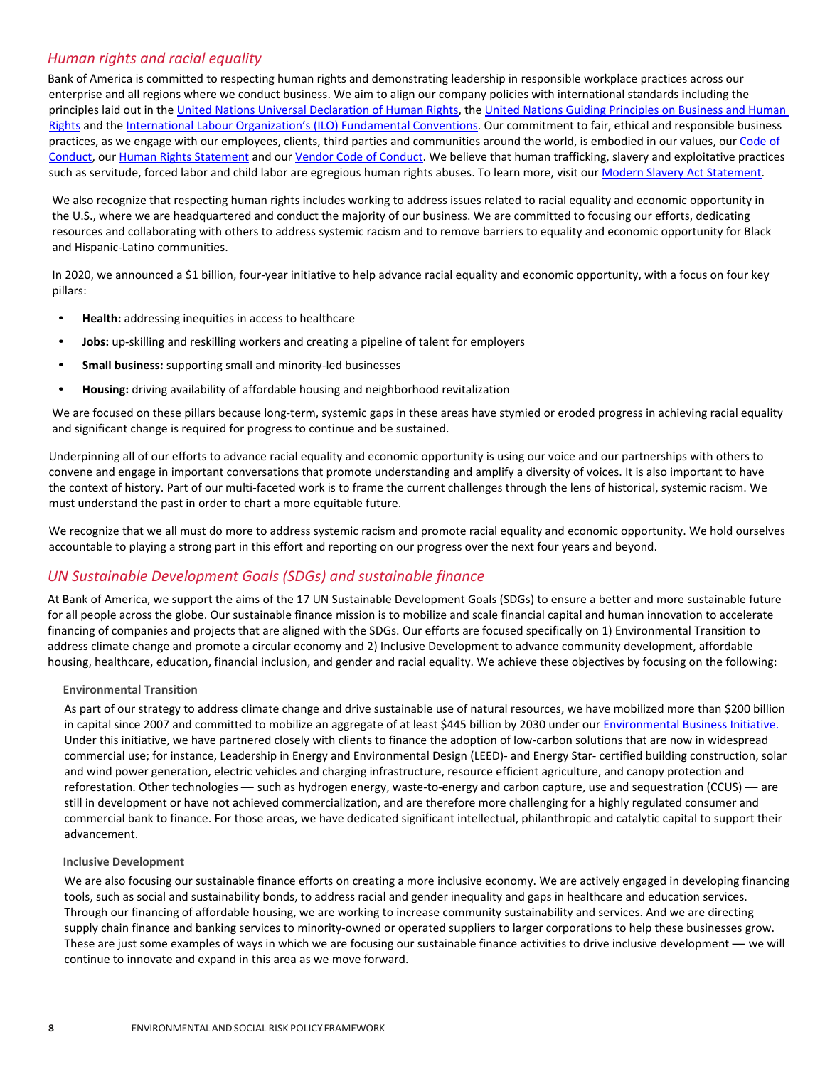## *Human rights and racial equality*

Bank of America is committed to respecting human rights and demonstrating leadership in responsible workplace practices across our enterprise and all regions where we conduct business. We aim to align our company policies with international standards including the principles laid out in the United Nations Universal Declaration of Human Rights, the United Nations Guiding Principles on Business and Human Rights and the International Labour Organization's (ILO) Fundamental Conventions. Our commitment to fair, ethical and responsible business practices, as we engage with our employees, clients, third parties and communities around the world, is embodied in our values, our Code of Conduct, our Human Rights Statement and our Vendor Code of Conduct. We believe that human trafficking, slavery and exploitative practices such as servitude, forced labor and child labor are egregious human rights abuses. To learn more, visit our Modern Slavery Act Statement.

We also recognize that respecting human rights includes working to address issues related to racial equality and economic opportunity in the U.S., where we are headquartered and conduct the majority of our business. We are committed to focusing our efforts, dedicating resources and collaborating with others to address systemic racism and to remove barriers to equality and economic opportunity for Black and Hispanic-Latino communities.

In 2020, we announced a $1 billion, four-year initiative to help advance racial equality and economic opportunity, with a focus on four key pillars:

- **Health:** addressing inequities in access to healthcare
- **Jobs:** up-skilling and reskilling workers and creating a pipeline of talent for employers
- **Small business:** supporting small and minority-led businesses
- **Housing:** driving availability of affordable housing and neighborhood revitalization

We are focused on these pillars because long-term, systemic gaps in these areas have stymied or eroded progress in achieving racial equality and significant change is required for progress to continue and be sustained.

Underpinning all of our efforts to advance racial equality and economic opportunity is using our voice and our partnerships with others to convene and engage in important conversations that promote understanding and amplify a diversity of voices. It is also important to have the context of history. Part of our multi-faceted work is to frame the current challenges through the lens of historical, systemic racism. We must understand the past in order to chart a more equitable future.

We recognize that we all must do more to address systemic racism and promote racial equality and economic opportunity. We hold ourselves accountable to playing a strong part in this effort and reporting on our progress over the next four years and beyond.

## *UN Sustainable Development Goals (SDGs) and sustainable finance*

At Bank of America, we support the aims of the 17 UN Sustainable Development Goals (SDGs) to ensure a better and more sustainable future for all people across the globe. Our sustainable finance mission is to mobilize and scale financial capital and human innovation to accelerate financing of companies and projects that are aligned with the SDGs. Our efforts are focused specifically on 1) Environmental Transition to address climate change and promote a circular economy and 2) Inclusive Development to advance community development, affordable housing, healthcare, education, financial inclusion, and gender and racial equality. We achieve these objectives by focusing on the following:

### Environmental Transition

As part of our strategy to address climate change and drive sustainable use of natural resources, we have mobilized more than $200 billion in capital since 2007 and committed to mobilize an aggregate of at least $445 billion by 2030 under our Environmental Business Initiative. Under this initiative, we have partnered closely with clients to finance the adoption of low-carbon solutions that are now in widespread commercial use; for instance, Leadership in Energy and Environmental Design (LEED)- and Energy Star- certified building construction, solar and wind power generation, electric vehicles and charging infrastructure, resource efficient agriculture, and canopy protection and reforestation. Other technologies — such as hydrogen energy, waste-to-energy and carbon capture, use and sequestration (CCUS) — are still in development or have not achieved commercialization, and are therefore more challenging for a highly regulated consumer and commercial bank to finance. For those areas, we have dedicated significant intellectual, philanthropic and catalytic capital to support their advancement.

### Inclusive Development

We are also focusing our sustainable finance efforts on creating a more inclusive economy. We are actively engaged in developing financing tools, such as social and sustainability bonds, to address racial and gender inequality and gaps in healthcare and education services. Through our financing of affordable housing, we are working to increase community sustainability and services. And we are directing supply chain finance and banking services to minority-owned or operated suppliers to larger corporations to help these businesses grow. These are just some examples of ways in which we are focusing our sustainable finance activities to drive inclusive development — we will continue to innovate and expand in this area as we move forward.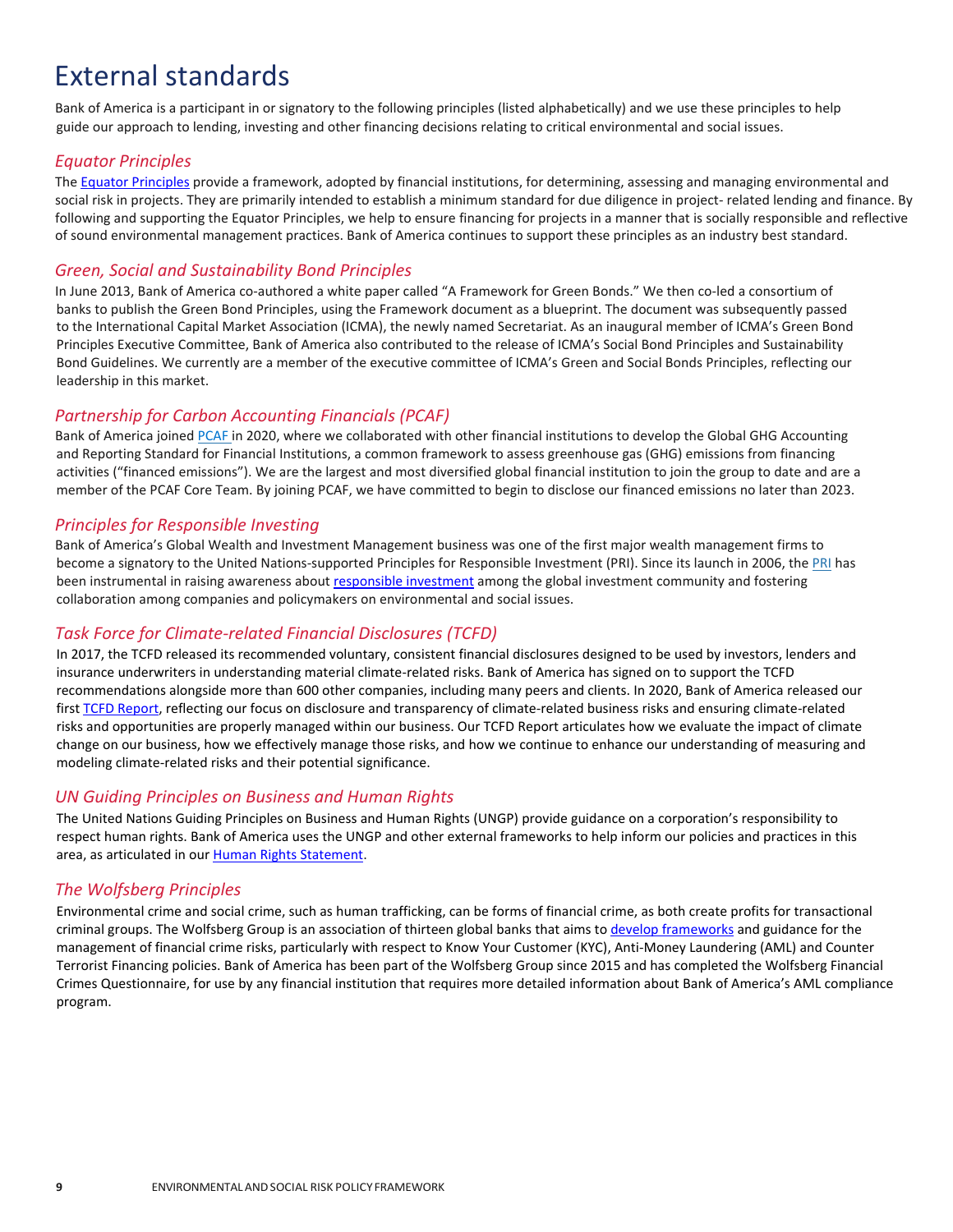# External standards

Bank of America is a participant in or signatory to the following principles (listed alphabetically) and we use these principles to help guide our approach to lending, investing and other financing decisions relating to critical environmental and social issues.

## *Equator Principles*

The Equator Principles provide a framework, adopted by financial institutions, for determining, assessing and managing environmental and social risk in projects. They are primarily intended to establish a minimum standard for due diligence in project- related lending and finance. By following and supporting the Equator Principles, we help to ensure financing for projects in a manner that is socially responsible and reflective of sound environmental management practices. Bank of America continues to support these principles as an industry best standard.

## *Green, Social and Sustainability Bond Principles*

In June 2013, Bank of America co-authored a white paper called "A Framework for Green Bonds." We then co-led a consortium of banks to publish the Green Bond Principles, using the Framework document as a blueprint. The document was subsequently passed to the International Capital Market Association (ICMA), the newly named Secretariat. As an inaugural member of ICMA's Green Bond Principles Executive Committee, Bank of America also contributed to the release of ICMA's Social Bond Principles and Sustainability Bond Guidelines. We currently are a member of the executive committee of ICMA's Green and Social Bonds Principles, reflecting our leadership in this market.

## *Partnership for Carbon Accounting Financials (PCAF)*

Bank of America joined PCAF in 2020, where we collaborated with other financial institutions to develop the Global GHG Accounting and Reporting Standard for Financial Institutions, a common framework to assess greenhouse gas (GHG) emissions from financing activities ("financed emissions"). We are the largest and most diversified global financial institution to join the group to date and are a member of the PCAF Core Team. By joining PCAF, we have committed to begin to disclose our financed emissions no later than 2023.

## *Principles for Responsible Investing*

Bank of America's Global Wealth and Investment Management business was one of the first major wealth management firms to become a signatory to the United Nations-supported Principles for Responsible Investment (PRI). Since its launch in 2006, the PRI has been instrumental in raising awareness about responsible investment among the global investment community and fostering collaboration among companies and policymakers on environmental and social issues.

## *Task Force for Climate-related Financial Disclosures (TCFD)*

In 2017, the TCFD released its recommended voluntary, consistent financial disclosures designed to be used by investors, lenders and insurance underwriters in understanding material climate-related risks. Bank of America has signed on to support the TCFD recommendations alongside more than 600 other companies, including many peers and clients. In 2020, Bank of America released our first TCFD Report, reflecting our focus on disclosure and transparency of climate-related business risks and ensuring climate-related risks and opportunities are properly managed within our business. Our TCFD Report articulates how we evaluate the impact of climate change on our business, how we effectively manage those risks, and how we continue to enhance our understanding of measuring and modeling climate-related risks and their potential significance.

## *UN Guiding Principles on Business and Human Rights*

The United Nations Guiding Principles on Business and Human Rights (UNGP) provide guidance on a corporation's responsibility to respect human rights. Bank of America uses the UNGP and other external frameworks to help inform our policies and practices in this area, as articulated in our Human Rights Statement.

## *The Wolfsberg Principles*

Environmental crime and social crime, such as human trafficking, can be forms of financial crime, as both create profits for transactional criminal groups. The Wolfsberg Group is an association of thirteen global banks that aims to develop frameworks and guidance for the management of financial crime risks, particularly with respect to Know Your Customer (KYC), Anti-Money Laundering (AML) and Counter Terrorist Financing policies. Bank of America has been part of the Wolfsberg Group since 2015 and has completed the Wolfsberg Financial Crimes Questionnaire, for use by any financial institution that requires more detailed information about Bank of America's AML compliance program.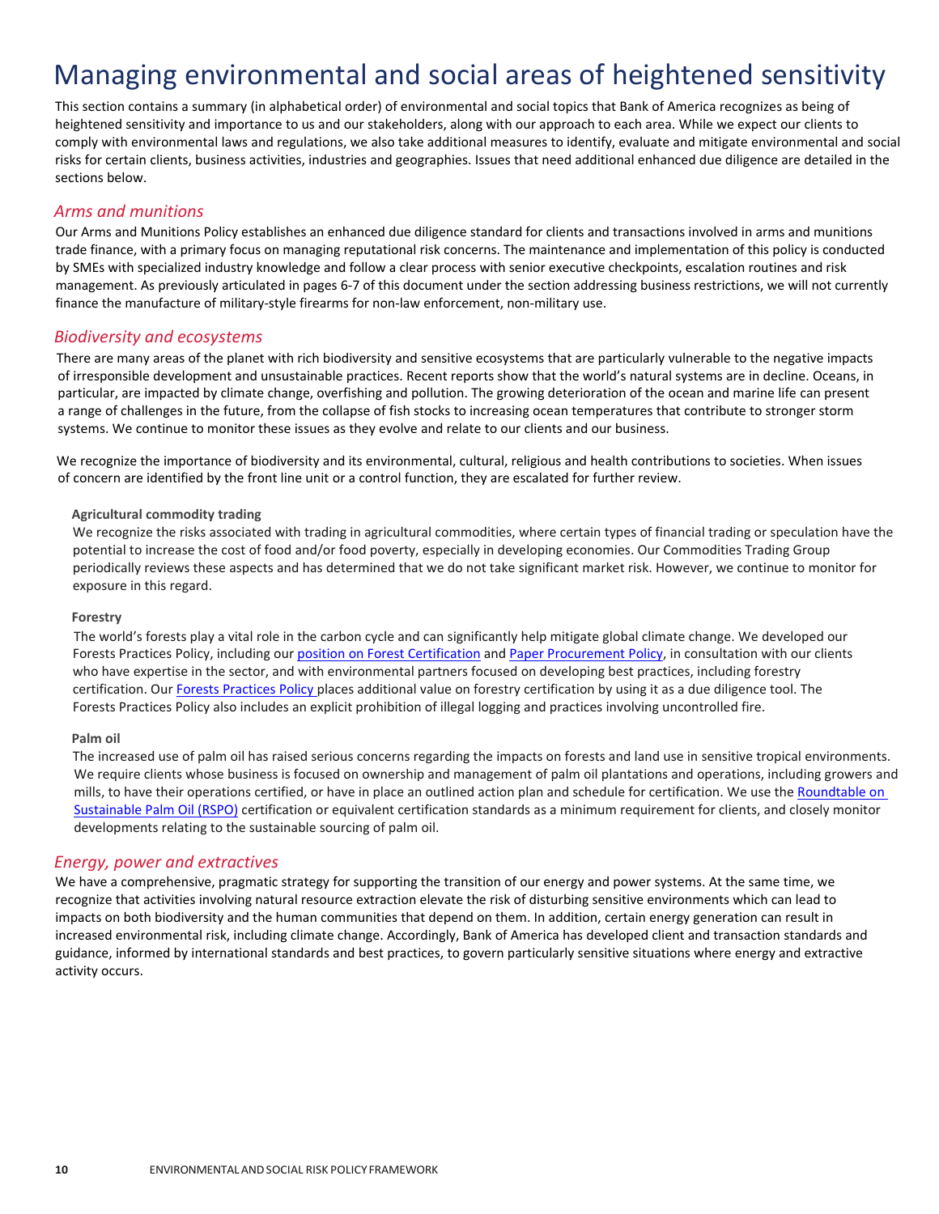# Managing environmental and social areas of heightened sensitivity

This section contains a summary (in alphabetical order) of environmental and social topics that Bank of America recognizes as being of heightened sensitivity and importance to us and our stakeholders, along with our approach to each area. While we expect our clients to comply with environmental laws and regulations, we also take additional measures to identify, evaluate and mitigate environmental and social risks for certain clients, business activities, industries and geographies. Issues that need additional enhanced due diligence are detailed in the sections below.

## *Arms and munitions*

Our Arms and Munitions Policy establishes an enhanced due diligence standard for clients and transactions involved in arms and munitions trade finance, with a primary focus on managing reputational risk concerns. The maintenance and implementation of this policy is conducted by SMEs with specialized industry knowledge and follow a clear process with senior executive checkpoints, escalation routines and risk management. As previously articulated in pages 6-7 of this document under the section addressing business restrictions, we will not currently finance the manufacture of military-style firearms for non-law enforcement, non-military use.

## *Biodiversity and ecosystems*

There are many areas of the planet with rich biodiversity and sensitive ecosystems that are particularly vulnerable to the negative impacts of irresponsible development and unsustainable practices. Recent reports show that the world's natural systems are in decline. Oceans, in particular, are impacted by climate change, overfishing and pollution. The growing deterioration of the ocean and marine life can present a range of challenges in the future, from the collapse of fish stocks to increasing ocean temperatures that contribute to stronger storm systems. We continue to monitor these issues as they evolve and relate to our clients and our business.

We recognize the importance of biodiversity and its environmental, cultural, religious and health contributions to societies. When issues of concern are identified by the front line unit or a control function, they are escalated for further review.

### Agricultural commodity trading

We recognize the risks associated with trading in agricultural commodities, where certain types of financial trading or speculation have the potential to increase the cost of food and/or food poverty, especially in developing economies. Our Commodities Trading Group periodically reviews these aspects and has determined that we do not take significant market risk. However, we continue to monitor for exposure in this regard.

### Forestry

The world's forests play a vital role in the carbon cycle and can significantly help mitigate global climate change. We developed our Forests Practices Policy, including our position on Forest Certification and Paper Procurement Policy, in consultation with our clients who have expertise in the sector, and with environmental partners focused on developing best practices, including forestry certification. Our Forests Practices Policy places additional value on forestry certification by using it as a due diligence tool. The Forests Practices Policy also includes an explicit prohibition of illegal logging and practices involving uncontrolled fire.

### Palm oil

The increased use of palm oil has raised serious concerns regarding the impacts on forests and land use in sensitive tropical environments. We require clients whose business is focused on ownership and management of palm oil plantations and operations, including growers and mills, to have their operations certified, or have in place an outlined action plan and schedule for certification. We use the Roundtable on Sustainable Palm Oil (RSPO) certification or equivalent certification standards as a minimum requirement for clients, and closely monitor developments relating to the sustainable sourcing of palm oil.

## *Energy, power and extractives*

We have a comprehensive, pragmatic strategy for supporting the transition of our energy and power systems. At the same time, we recognize that activities involving natural resource extraction elevate the risk of disturbing sensitive environments which can lead to impacts on both biodiversity and the human communities that depend on them. In addition, certain energy generation can result in increased environmental risk, including climate change. Accordingly, Bank of America has developed client and transaction standards and guidance, informed by international standards and best practices, to govern particularly sensitive situations where energy and extractive activity occurs.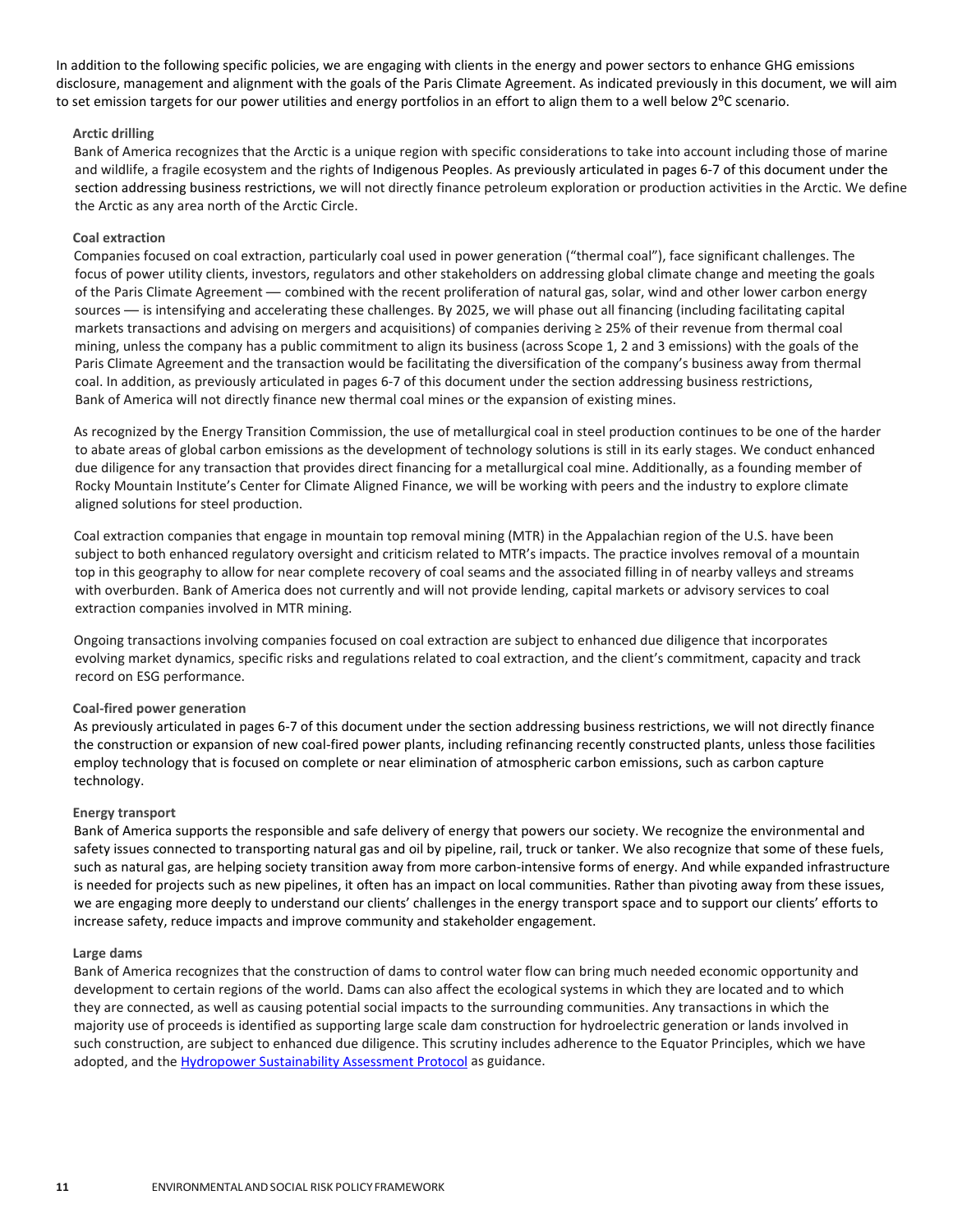In addition to the following specific policies, we are engaging with clients in the energy and power sectors to enhance GHG emissions disclosure, management and alignment with the goals of the Paris Climate Agreement. As indicated previously in this document, we will aim to set emission targets for our power utilities and energy portfolios in an effort to align them to a well below 2$^{o}$C scenario.

### Arctic drilling

Bank of America recognizes that the Arctic is a unique region with specific considerations to take into account including those of marine and wildlife, a fragile ecosystem and the rights of Indigenous Peoples. As previously articulated in pages 6-7 of this document under the section addressing business restrictions, we will not directly finance petroleum exploration or production activities in the Arctic. We define the Arctic as any area north of the Arctic Circle.

### Coal extraction

Companies focused on coal extraction, particularly coal used in power generation ("thermal coal"), face significant challenges. The focus of power utility clients, investors, regulators and other stakeholders on addressing global climate change and meeting the goals of the Paris Climate Agreement — combined with the recent proliferation of natural gas, solar, wind and other lower carbon energy sources — is intensifying and accelerating these challenges. By 2025, we will phase out all financing (including facilitating capital markets transactions and advising on mergers and acquisitions) of companies deriving ≥ 25% of their revenue from thermal coal mining, unless the company has a public commitment to align its business (across Scope 1, 2 and 3 emissions) with the goals of the Paris Climate Agreement and the transaction would be facilitating the diversification of the company's business away from thermal coal. In addition, as previously articulated in pages 6-7 of this document under the section addressing business restrictions, Bank of America will not directly finance new thermal coal mines or the expansion of existing mines.

As recognized by the Energy Transition Commission, the use of metallurgical coal in steel production continues to be one of the harder to abate areas of global carbon emissions as the development of technology solutions is still in its early stages. We conduct enhanced due diligence for any transaction that provides direct financing for a metallurgical coal mine. Additionally, as a founding member of Rocky Mountain Institute's Center for Climate Aligned Finance, we will be working with peers and the industry to explore climate aligned solutions for steel production.

Coal extraction companies that engage in mountain top removal mining (MTR) in the Appalachian region of the U.S. have been subject to both enhanced regulatory oversight and criticism related to MTR's impacts. The practice involves removal of a mountain top in this geography to allow for near complete recovery of coal seams and the associated filling in of nearby valleys and streams with overburden. Bank of America does not currently and will not provide lending, capital markets or advisory services to coal extraction companies involved in MTR mining.

Ongoing transactions involving companies focused on coal extraction are subject to enhanced due diligence that incorporates evolving market dynamics, specific risks and regulations related to coal extraction, and the client's commitment, capacity and track record on ESG performance.

### Coal-fired power generation

As previously articulated in pages 6-7 of this document under the section addressing business restrictions, we will not directly finance the construction or expansion of new coal-fired power plants, including refinancing recently constructed plants, unless those facilities employ technology that is focused on complete or near elimination of atmospheric carbon emissions, such as carbon capture technology.

### Energy transport

Bank of America supports the responsible and safe delivery of energy that powers our society. We recognize the environmental and safety issues connected to transporting natural gas and oil by pipeline, rail, truck or tanker. We also recognize that some of these fuels, such as natural gas, are helping society transition away from more carbon-intensive forms of energy. And while expanded infrastructure is needed for projects such as new pipelines, it often has an impact on local communities. Rather than pivoting away from these issues, we are engaging more deeply to understand our clients' challenges in the energy transport space and to support our clients' efforts to increase safety, reduce impacts and improve community and stakeholder engagement.

### Large dams

Bank of America recognizes that the construction of dams to control water flow can bring much needed economic opportunity and development to certain regions of the world. Dams can also affect the ecological systems in which they are located and to which they are connected, as well as causing potential social impacts to the surrounding communities. Any transactions in which the majority use of proceeds is identified as supporting large scale dam construction for hydroelectric generation or lands involved in such construction, are subject to enhanced due diligence. This scrutiny includes adherence to the Equator Principles, which we have adopted, and the Hydropower Sustainability Assessment Protocol as guidance.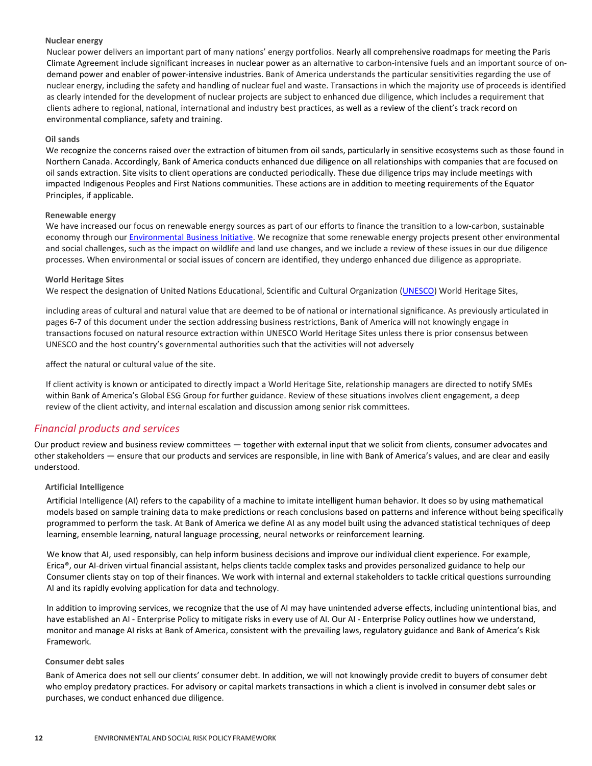### Nuclear energy

Nuclear power delivers an important part of many nations' energy portfolios. Nearly all comprehensive roadmaps for meeting the Paris Climate Agreement include significant increases in nuclear power as an alternative to carbon-intensive fuels and an important source of on-demand power and enabler of power-intensive industries. Bank of America understands the particular sensitivities regarding the use of nuclear energy, including the safety and handling of nuclear fuel and waste. Transactions in which the majority use of proceeds is identified as clearly intended for the development of nuclear projects are subject to enhanced due diligence, which includes a requirement that clients adhere to regional, national, international and industry best practices, as well as a review of the client's track record on environmental compliance, safety and training.

### Oil sands

We recognize the concerns raised over the extraction of bitumen from oil sands, particularly in sensitive ecosystems such as those found in Northern Canada. Accordingly, Bank of America conducts enhanced due diligence on all relationships with companies that are focused on oil sands extraction. Site visits to client operations are conducted periodically. These due diligence trips may include meetings with impacted Indigenous Peoples and First Nations communities. These actions are in addition to meeting requirements of the Equator Principles, if applicable.

### Renewable energy

We have increased our focus on renewable energy sources as part of our efforts to finance the transition to a low-carbon, sustainable economy through our Environmental Business Initiative. We recognize that some renewable energy projects present other environmental and social challenges, such as the impact on wildlife and land use changes, and we include a review of these issues in our due diligence processes. When environmental or social issues of concern are identified, they undergo enhanced due diligence as appropriate.

### World Heritage Sites

We respect the designation of United Nations Educational, Scientific and Cultural Organization (UNESCO) World Heritage Sites, including areas of cultural and natural value that are deemed to be of national or international significance. As previously articulated in pages 6-7 of this document under the section addressing business restrictions, Bank of America will not knowingly engage in transactions focused on natural resource extraction within UNESCO World Heritage Sites unless there is prior consensus between UNESCO and the host country's governmental authorities such that the activities will not adversely affect the natural or cultural value of the site.

If client activity is known or anticipated to directly impact a World Heritage Site, relationship managers are directed to notify SMEs within Bank of America's Global ESG Group for further guidance. Review of these situations involves client engagement, a deep review of the client activity, and internal escalation and discussion among senior risk committees.

## *Financial products and services*

Our product review and business review committees — together with external input that we solicit from clients, consumer advocates and other stakeholders — ensure that our products and services are responsible, in line with Bank of America's values, and are clear and easily understood.

### Artificial Intelligence

Artificial Intelligence (AI) refers to the capability of a machine to imitate intelligent human behavior. It does so by using mathematical models based on sample training data to make predictions or reach conclusions based on patterns and inference without being specifically programmed to perform the task. At Bank of America we define AI as any model built using the advanced statistical techniques of deep learning, ensemble learning, natural language processing, neural networks or reinforcement learning.

We know that AI, used responsibly, can help inform business decisions and improve our individual client experience. For example, Erica®, our AI-driven virtual financial assistant, helps clients tackle complex tasks and provides personalized guidance to help our Consumer clients stay on top of their finances. We work with internal and external stakeholders to tackle critical questions surrounding AI and its rapidly evolving application for data and technology.

In addition to improving services, we recognize that the use of AI may have unintended adverse effects, including unintentional bias, and have established an AI - Enterprise Policy to mitigate risks in every use of AI. Our AI - Enterprise Policy outlines how we understand, monitor and manage AI risks at Bank of America, consistent with the prevailing laws, regulatory guidance and Bank of America's Risk Framework.

### Consumer debt sales

Bank of America does not sell our clients' consumer debt. In addition, we will not knowingly provide credit to buyers of consumer debt who employ predatory practices. For advisory or capital markets transactions in which a client is involved in consumer debt sales or purchases, we conduct enhanced due diligence.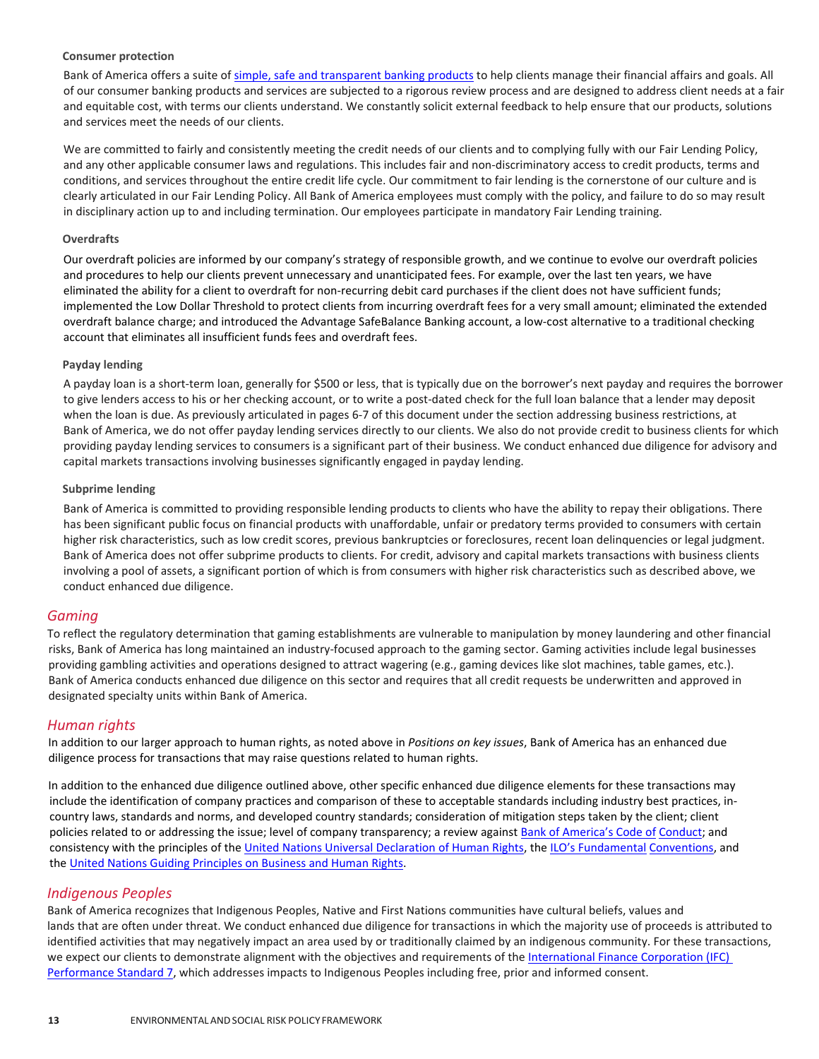#### Consumer protection

Bank of America offers a suite of simple, safe and transparent banking products to help clients manage their financial affairs and goals. All of our consumer banking products and services are subjected to a rigorous review process and are designed to address client needs at a fair and equitable cost, with terms our clients understand. We constantly solicit external feedback to help ensure that our products, solutions and services meet the needs of our clients.

We are committed to fairly and consistently meeting the credit needs of our clients and to complying fully with our Fair Lending Policy, and any other applicable consumer laws and regulations. This includes fair and non-discriminatory access to credit products, terms and conditions, and services throughout the entire credit life cycle. Our commitment to fair lending is the cornerstone of our culture and is clearly articulated in our Fair Lending Policy. All Bank of America employees must comply with the policy, and failure to do so may result in disciplinary action up to and including termination. Our employees participate in mandatory Fair Lending training.

#### Overdrafts

Our overdraft policies are informed by our company's strategy of responsible growth, and we continue to evolve our overdraft policies and procedures to help our clients prevent unnecessary and unanticipated fees. For example, over the last ten years, we have eliminated the ability for a client to overdraft for non-recurring debit card purchases if the client does not have sufficient funds; implemented the Low Dollar Threshold to protect clients from incurring overdraft fees for a very small amount; eliminated the extended overdraft balance charge; and introduced the Advantage SafeBalance Banking account, a low-cost alternative to a traditional checking account that eliminates all insufficient funds fees and overdraft fees.

#### Payday lending

A payday loan is a short-term loan, generally for $500 or less, that is typically due on the borrower's next payday and requires the borrower to give lenders access to his or her checking account, or to write a post-dated check for the full loan balance that a lender may deposit when the loan is due. As previously articulated in pages 6-7 of this document under the section addressing business restrictions, at Bank of America, we do not offer payday lending services directly to our clients. We also do not provide credit to business clients for which providing payday lending services to consumers is a significant part of their business. We conduct enhanced due diligence for advisory and capital markets transactions involving businesses significantly engaged in payday lending.

#### Subprime lending

Bank of America is committed to providing responsible lending products to clients who have the ability to repay their obligations. There has been significant public focus on financial products with unaffordable, unfair or predatory terms provided to consumers with certain higher risk characteristics, such as low credit scores, previous bankruptcies or foreclosures, recent loan delinquencies or legal judgment. Bank of America does not offer subprime products to clients. For credit, advisory and capital markets transactions with business clients involving a pool of assets, a significant portion of which is from consumers with higher risk characteristics such as described above, we conduct enhanced due diligence.

### *Gaming*

To reflect the regulatory determination that gaming establishments are vulnerable to manipulation by money laundering and other financial risks, Bank of America has long maintained an industry-focused approach to the gaming sector. Gaming activities include legal businesses providing gambling activities and operations designed to attract wagering (e.g., gaming devices like slot machines, table games, etc.). Bank of America conducts enhanced due diligence on this sector and requires that all credit requests be underwritten and approved in designated specialty units within Bank of America.

### *Human rights*

In addition to our larger approach to human rights, as noted above in *Positions on key issues*, Bank of America has an enhanced due diligence process for transactions that may raise questions related to human rights.

In addition to the enhanced due diligence outlined above, other specific enhanced due diligence elements for these transactions may include the identification of company practices and comparison of these to acceptable standards including industry best practices, in-country laws, standards and norms, and developed country standards; consideration of mitigation steps taken by the client; client policies related to or addressing the issue; level of company transparency; a review against Bank of America's Code of Conduct; and consistency with the principles of the United Nations Universal Declaration of Human Rights, the ILO's Fundamental Conventions, and the United Nations Guiding Principles on Business and Human Rights.

### *Indigenous Peoples*

Bank of America recognizes that Indigenous Peoples, Native and First Nations communities have cultural beliefs, values and lands that are often under threat. We conduct enhanced due diligence for transactions in which the majority use of proceeds is attributed to identified activities that may negatively impact an area used by or traditionally claimed by an indigenous community. For these transactions, we expect our clients to demonstrate alignment with the objectives and requirements of the International Finance Corporation (IFC) Performance Standard 7, which addresses impacts to Indigenous Peoples including free, prior and informed consent.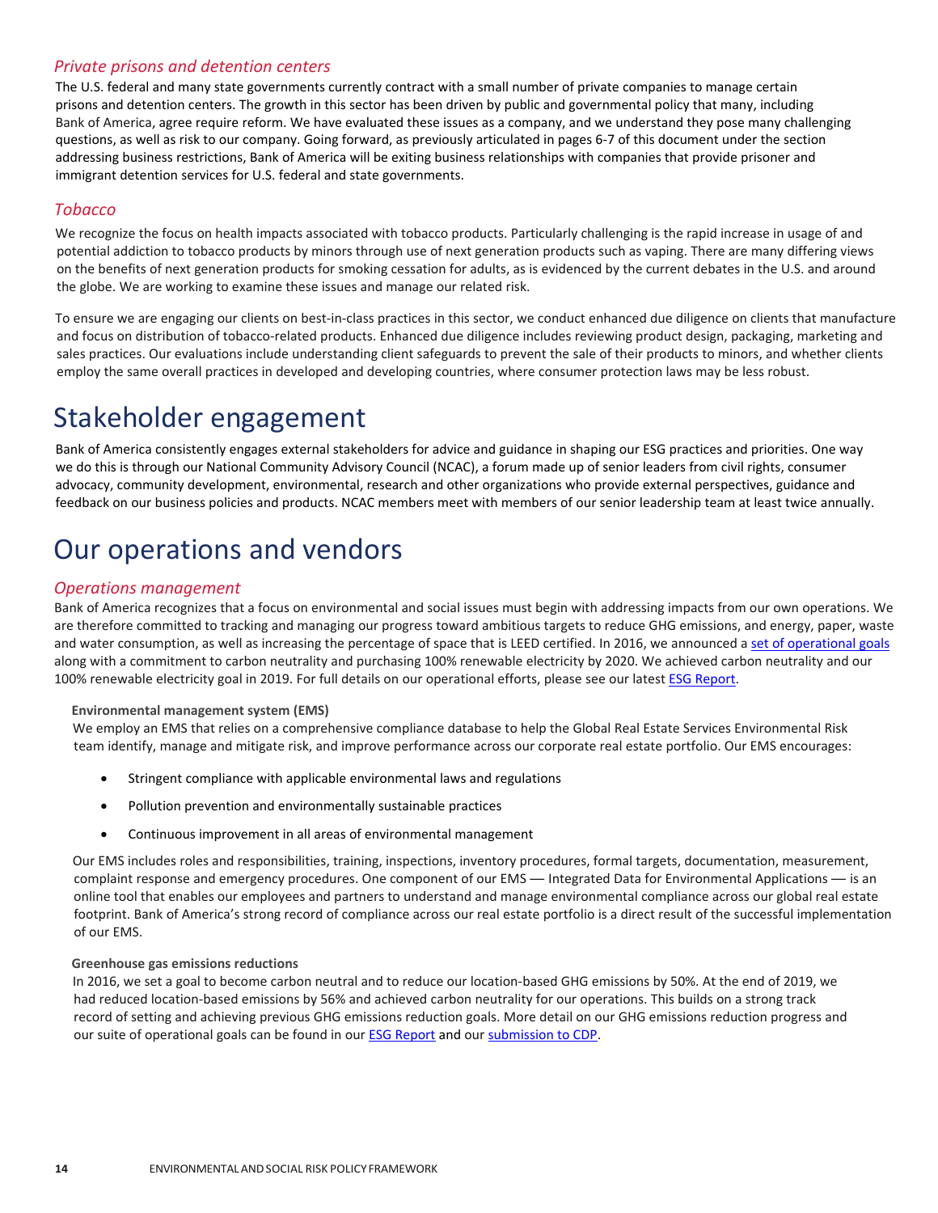### *Private prisons and detention centers*

The U.S. federal and many state governments currently contract with a small number of private companies to manage certain prisons and detention centers. The growth in this sector has been driven by public and governmental policy that many, including Bank of America, agree require reform. We have evaluated these issues as a company, and we understand they pose many challenging questions, as well as risk to our company. Going forward, as previously articulated in pages 6-7 of this document under the section addressing business restrictions, Bank of America will be exiting business relationships with companies that provide prisoner and immigrant detention services for U.S. federal and state governments.

### *Tobacco*

We recognize the focus on health impacts associated with tobacco products. Particularly challenging is the rapid increase in usage of and potential addiction to tobacco products by minors through use of next generation products such as vaping. There are many differing views on the benefits of next generation products for smoking cessation for adults, as is evidenced by the current debates in the U.S. and around the globe. We are working to examine these issues and manage our related risk.

To ensure we are engaging our clients on best-in-class practices in this sector, we conduct enhanced due diligence on clients that manufacture and focus on distribution of tobacco-related products. Enhanced due diligence includes reviewing product design, packaging, marketing and sales practices. Our evaluations include understanding client safeguards to prevent the sale of their products to minors, and whether clients employ the same overall practices in developed and developing countries, where consumer protection laws may be less robust.

# Stakeholder engagement

Bank of America consistently engages external stakeholders for advice and guidance in shaping our ESG practices and priorities. One way we do this is through our National Community Advisory Council (NCAC), a forum made up of senior leaders from civil rights, consumer advocacy, community development, environmental, research and other organizations who provide external perspectives, guidance and feedback on our business policies and products. NCAC members meet with members of our senior leadership team at least twice annually.

# Our operations and vendors

### *Operations management*

Bank of America recognizes that a focus on environmental and social issues must begin with addressing impacts from our own operations. We are therefore committed to tracking and managing our progress toward ambitious targets to reduce GHG emissions, and energy, paper, waste and water consumption, as well as increasing the percentage of space that is LEED certified. In 2016, we announced a set of operational goals along with a commitment to carbon neutrality and purchasing 100% renewable electricity by 2020. We achieved carbon neutrality and our 100% renewable electricity goal in 2019. For full details on our operational efforts, please see our latest ESG Report.

**Environmental management system (EMS)**

We employ an EMS that relies on a comprehensive compliance database to help the Global Real Estate Services Environmental Risk team identify, manage and mitigate risk, and improve performance across our corporate real estate portfolio. Our EMS encourages:

- Stringent compliance with applicable environmental laws and regulations
- Pollution prevention and environmentally sustainable practices
- Continuous improvement in all areas of environmental management

Our EMS includes roles and responsibilities, training, inspections, inventory procedures, formal targets, documentation, measurement, complaint response and emergency procedures. One component of our EMS — Integrated Data for Environmental Applications — is an online tool that enables our employees and partners to understand and manage environmental compliance across our global real estate footprint. Bank of America's strong record of compliance across our real estate portfolio is a direct result of the successful implementation of our EMS.

**Greenhouse gas emissions reductions**

In 2016, we set a goal to become carbon neutral and to reduce our location-based GHG emissions by 50%. At the end of 2019, we had reduced location-based emissions by 56% and achieved carbon neutrality for our operations. This builds on a strong track record of setting and achieving previous GHG emissions reduction goals. More detail on our GHG emissions reduction progress and our suite of operational goals can be found in our ESG Report and our submission to CDP.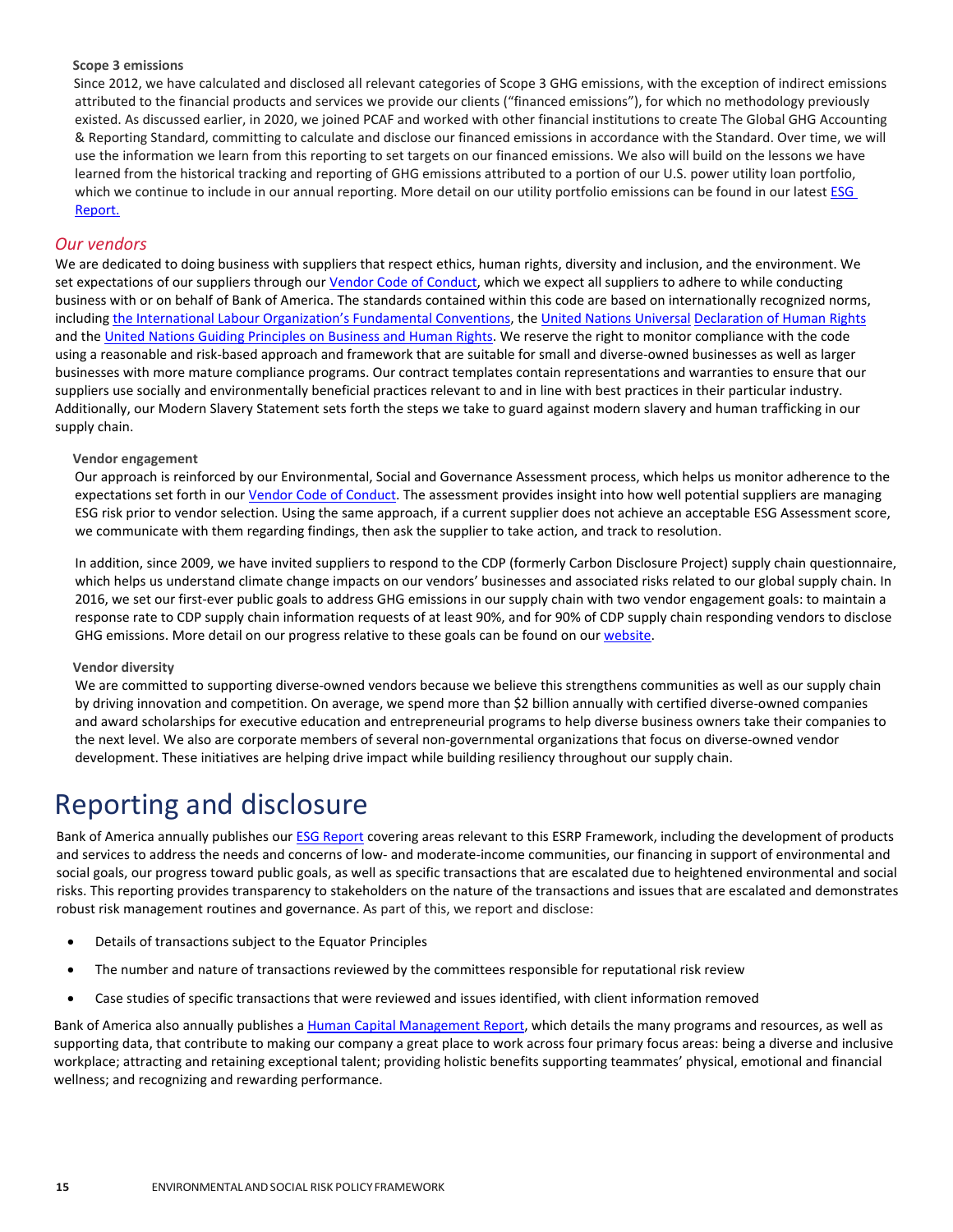### Scope 3 emissions

Since 2012, we have calculated and disclosed all relevant categories of Scope 3 GHG emissions, with the exception of indirect emissions attributed to the financial products and services we provide our clients ("financed emissions"), for which no methodology previously existed. As discussed earlier, in 2020, we joined PCAF and worked with other financial institutions to create The Global GHG Accounting & Reporting Standard, committing to calculate and disclose our financed emissions in accordance with the Standard. Over time, we will use the information we learn from this reporting to set targets on our financed emissions. We also will build on the lessons we have learned from the historical tracking and reporting of GHG emissions attributed to a portion of our U.S. power utility loan portfolio, which we continue to include in our annual reporting. More detail on our utility portfolio emissions can be found in our latest ESG Report.

## *Our vendors*

We are dedicated to doing business with suppliers that respect ethics, human rights, diversity and inclusion, and the environment. We set expectations of our suppliers through our Vendor Code of Conduct, which we expect all suppliers to adhere to while conducting business with or on behalf of Bank of America. The standards contained within this code are based on internationally recognized norms, including the International Labour Organization's Fundamental Conventions, the United Nations Universal Declaration of Human Rights and the United Nations Guiding Principles on Business and Human Rights. We reserve the right to monitor compliance with the code using a reasonable and risk-based approach and framework that are suitable for small and diverse-owned businesses as well as larger businesses with more mature compliance programs. Our contract templates contain representations and warranties to ensure that our suppliers use socially and environmentally beneficial practices relevant to and in line with best practices in their particular industry. Additionally, our Modern Slavery Statement sets forth the steps we take to guard against modern slavery and human trafficking in our supply chain.

### Vendor engagement

Our approach is reinforced by our Environmental, Social and Governance Assessment process, which helps us monitor adherence to the expectations set forth in our Vendor Code of Conduct. The assessment provides insight into how well potential suppliers are managing ESG risk prior to vendor selection. Using the same approach, if a current supplier does not achieve an acceptable ESG Assessment score, we communicate with them regarding findings, then ask the supplier to take action, and track to resolution.

In addition, since 2009, we have invited suppliers to respond to the CDP (formerly Carbon Disclosure Project) supply chain questionnaire, which helps us understand climate change impacts on our vendors' businesses and associated risks related to our global supply chain. In 2016, we set our first-ever public goals to address GHG emissions in our supply chain with two vendor engagement goals: to maintain a response rate to CDP supply chain information requests of at least 90%, and for 90% of CDP supply chain responding vendors to disclose GHG emissions. More detail on our progress relative to these goals can be found on our website.

### Vendor diversity

We are committed to supporting diverse-owned vendors because we believe this strengthens communities as well as our supply chain by driving innovation and competition. On average, we spend more than $2 billion annually with certified diverse-owned companies and award scholarships for executive education and entrepreneurial programs to help diverse business owners take their companies to the next level. We also are corporate members of several non-governmental organizations that focus on diverse-owned vendor development. These initiatives are helping drive impact while building resiliency throughout our supply chain.

# Reporting and disclosure

Bank of America annually publishes our ESG Report covering areas relevant to this ESRP Framework, including the development of products and services to address the needs and concerns of low- and moderate-income communities, our financing in support of environmental and social goals, our progress toward public goals, as well as specific transactions that are escalated due to heightened environmental and social risks. This reporting provides transparency to stakeholders on the nature of the transactions and issues that are escalated and demonstrates robust risk management routines and governance. As part of this, we report and disclose:

- Details of transactions subject to the Equator Principles
- The number and nature of transactions reviewed by the committees responsible for reputational risk review
- Case studies of specific transactions that were reviewed and issues identified, with client information removed

Bank of America also annually publishes a Human Capital Management Report, which details the many programs and resources, as well as supporting data, that contribute to making our company a great place to work across four primary focus areas: being a diverse and inclusive workplace; attracting and retaining exceptional talent; providing holistic benefits supporting teammates' physical, emotional and financial wellness; and recognizing and rewarding performance.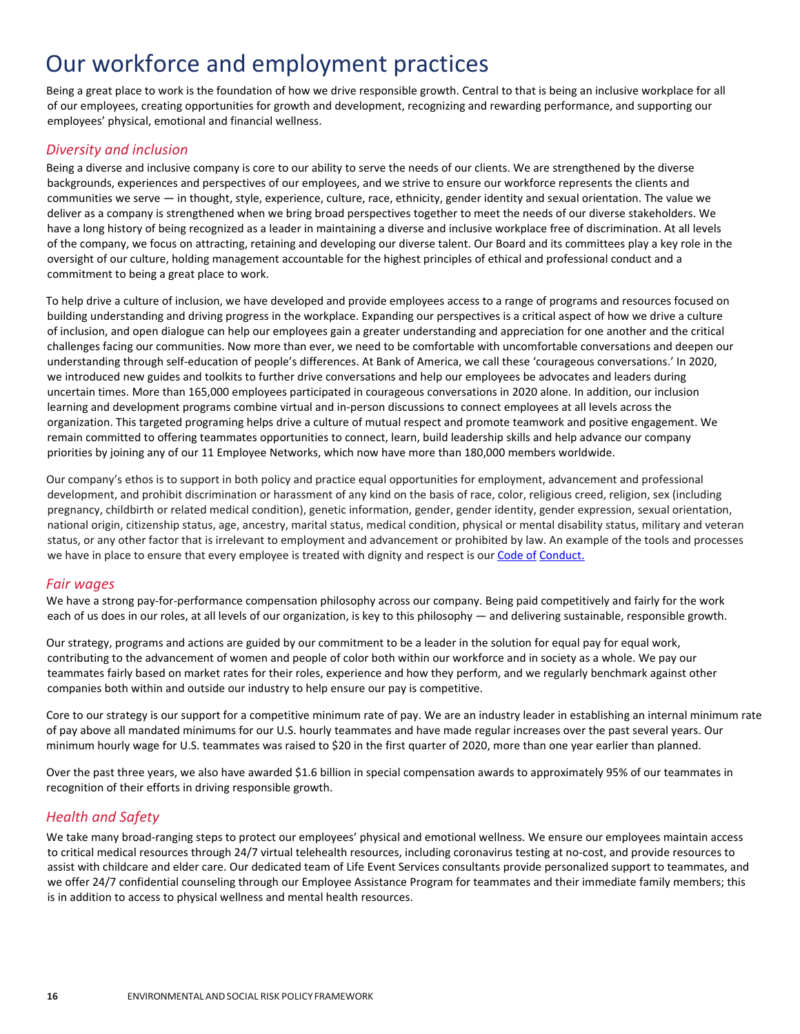# Our workforce and employment practices

Being a great place to work is the foundation of how we drive responsible growth. Central to that is being an inclusive workplace for all of our employees, creating opportunities for growth and development, recognizing and rewarding performance, and supporting our employees' physical, emotional and financial wellness.

## *Diversity and inclusion*

Being a diverse and inclusive company is core to our ability to serve the needs of our clients. We are strengthened by the diverse backgrounds, experiences and perspectives of our employees, and we strive to ensure our workforce represents the clients and communities we serve — in thought, style, experience, culture, race, ethnicity, gender identity and sexual orientation. The value we deliver as a company is strengthened when we bring broad perspectives together to meet the needs of our diverse stakeholders. We have a long history of being recognized as a leader in maintaining a diverse and inclusive workplace free of discrimination. At all levels of the company, we focus on attracting, retaining and developing our diverse talent. Our Board and its committees play a key role in the oversight of our culture, holding management accountable for the highest principles of ethical and professional conduct and a commitment to being a great place to work.

To help drive a culture of inclusion, we have developed and provide employees access to a range of programs and resources focused on building understanding and driving progress in the workplace. Expanding our perspectives is a critical aspect of how we drive a culture of inclusion, and open dialogue can help our employees gain a greater understanding and appreciation for one another and the critical challenges facing our communities. Now more than ever, we need to be comfortable with uncomfortable conversations and deepen our understanding through self-education of people's differences. At Bank of America, we call these 'courageous conversations.' In 2020, we introduced new guides and toolkits to further drive conversations and help our employees be advocates and leaders during uncertain times. More than 165,000 employees participated in courageous conversations in 2020 alone. In addition, our inclusion learning and development programs combine virtual and in-person discussions to connect employees at all levels across the organization. This targeted programing helps drive a culture of mutual respect and promote teamwork and positive engagement. We remain committed to offering teammates opportunities to connect, learn, build leadership skills and help advance our company priorities by joining any of our 11 Employee Networks, which now have more than 180,000 members worldwide.

Our company's ethos is to support in both policy and practice equal opportunities for employment, advancement and professional development, and prohibit discrimination or harassment of any kind on the basis of race, color, religious creed, religion, sex (including pregnancy, childbirth or related medical condition), genetic information, gender, gender identity, gender expression, sexual orientation, national origin, citizenship status, age, ancestry, marital status, medical condition, physical or mental disability status, military and veteran status, or any other factor that is irrelevant to employment and advancement or prohibited by law. An example of the tools and processes we have in place to ensure that every employee is treated with dignity and respect is our Code of Conduct.

## *Fair wages*

We have a strong pay-for-performance compensation philosophy across our company. Being paid competitively and fairly for the work each of us does in our roles, at all levels of our organization, is key to this philosophy — and delivering sustainable, responsible growth.

Our strategy, programs and actions are guided by our commitment to be a leader in the solution for equal pay for equal work, contributing to the advancement of women and people of color both within our workforce and in society as a whole. We pay our teammates fairly based on market rates for their roles, experience and how they perform, and we regularly benchmark against other companies both within and outside our industry to help ensure our pay is competitive.

Core to our strategy is our support for a competitive minimum rate of pay. We are an industry leader in establishing an internal minimum rate of pay above all mandated minimums for our U.S. hourly teammates and have made regular increases over the past several years. Our minimum hourly wage for U.S. teammates was raised to $20 in the first quarter of 2020, more than one year earlier than planned.

Over the past three years, we also have awarded $1.6 billion in special compensation awards to approximately 95% of our teammates in recognition of their efforts in driving responsible growth.

## *Health and Safety*

We take many broad-ranging steps to protect our employees' physical and emotional wellness. We ensure our employees maintain access to critical medical resources through 24/7 virtual telehealth resources, including coronavirus testing at no-cost, and provide resources to assist with childcare and elder care. Our dedicated team of Life Event Services consultants provide personalized support to teammates, and we offer 24/7 confidential counseling through our Employee Assistance Program for teammates and their immediate family members; this is in addition to access to physical wellness and mental health resources.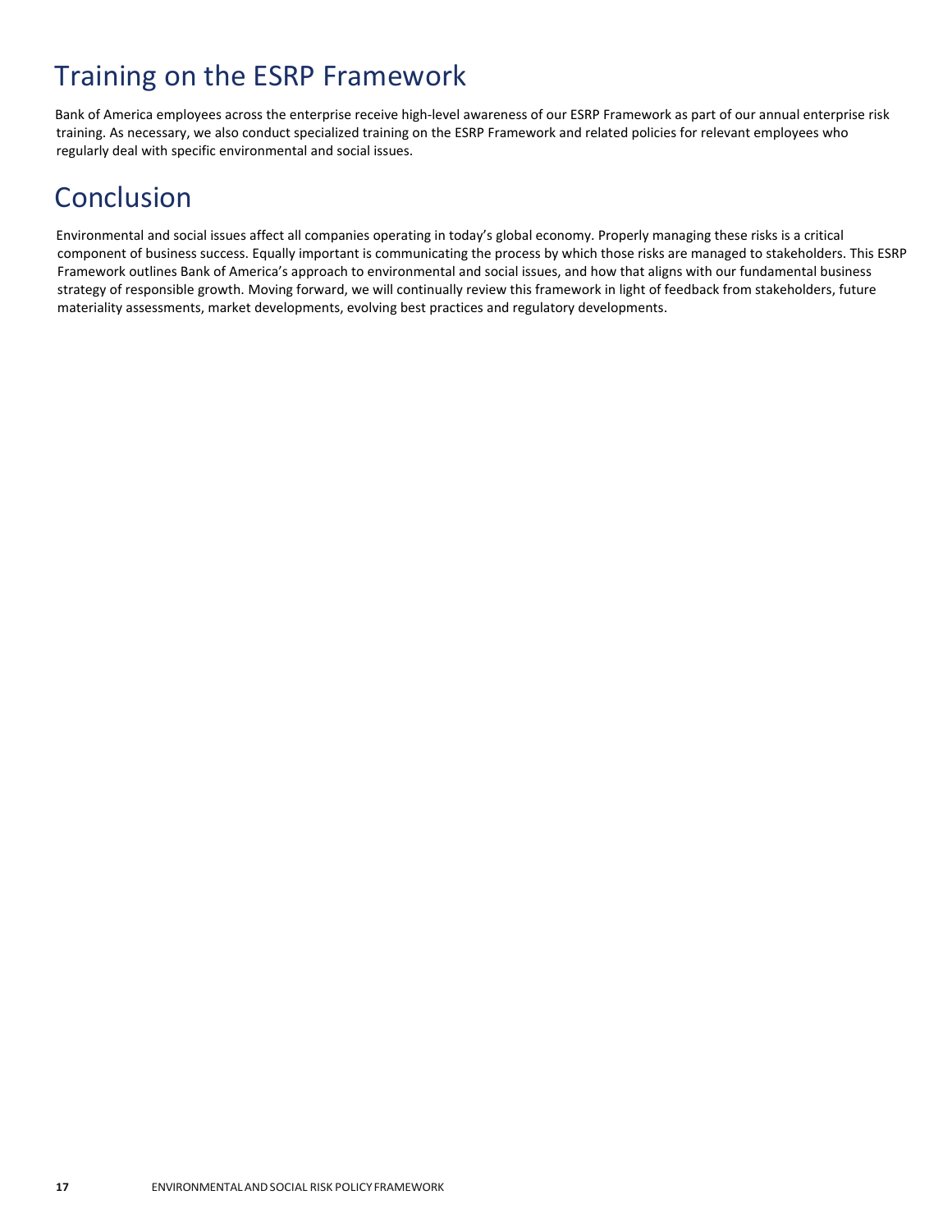# Training on the ESRP Framework

Bank of America employees across the enterprise receive high-level awareness of our ESRP Framework as part of our annual enterprise risk training. As necessary, we also conduct specialized training on the ESRP Framework and related policies for relevant employees who regularly deal with specific environmental and social issues.

# Conclusion

Environmental and social issues affect all companies operating in today's global economy. Properly managing these risks is a critical component of business success. Equally important is communicating the process by which those risks are managed to stakeholders. This ESRP Framework outlines Bank of America's approach to environmental and social issues, and how that aligns with our fundamental business strategy of responsible growth. Moving forward, we will continually review this framework in light of feedback from stakeholders, future materiality assessments, market developments, evolving best practices and regulatory developments.